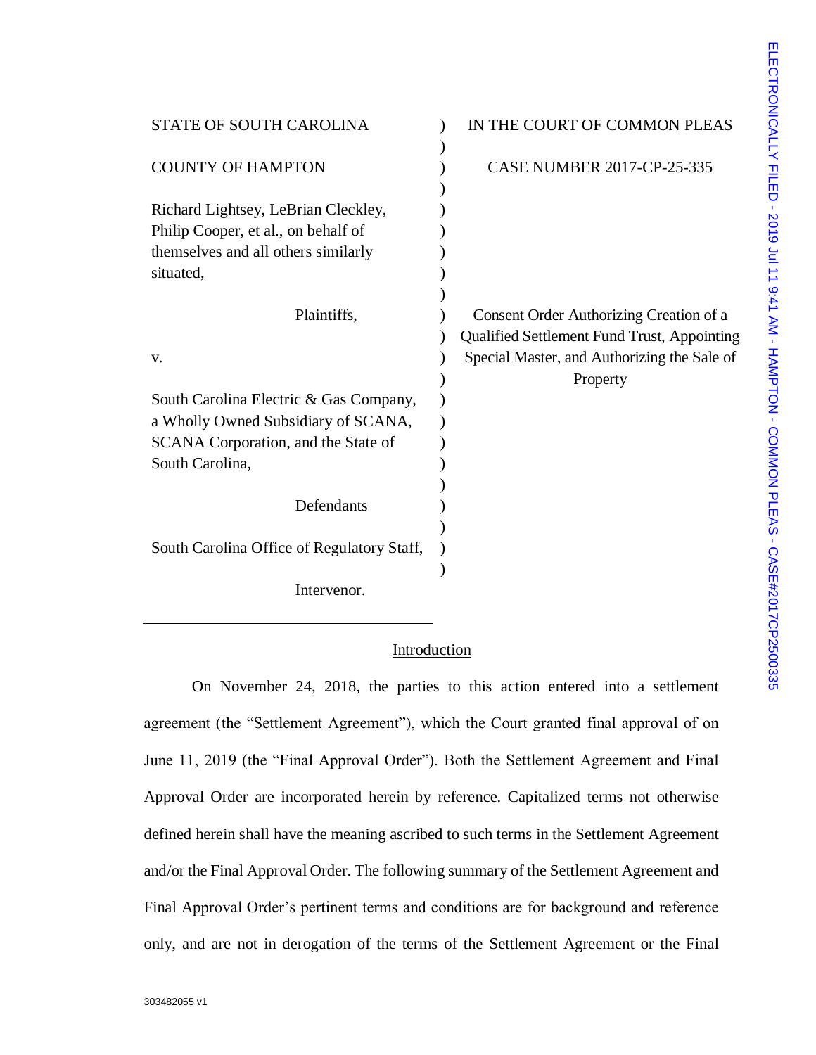STATE OF SOUTH CAROLINA

COUNTY OF HAMPTON

IN THE COURT OF COMMON PLEAS

CASE NUMBER 2017-CP-25-335

Richard Lightsey, LeBrian Cleckley, Philip Cooper, et al., on behalf of themselves and all others similarly situated,

Plaintiffs,

v.

South Carolina Electric & Gas Company, a Wholly Owned Subsidiary of SCANA, SCANA Corporation, and the State of South Carolina,

Defendants

South Carolina Office of Regulatory Staff,

Intervenor.

**Consent Order Authorizing Creation of a Qualified Settlement Fund Trust, Appointing Special Master, and Authorizing the Sale of Property**

ELECTRONICALLY FILED - 2019 Jul 11 9:41 AM - HAMPTON - COMMON PLEAS - CASE#2017CP2500335

## Introduction

On November 24, 2018, the parties to this action entered into a settlement agreement (the "Settlement Agreement"), which the Court granted final approval of on June 11, 2019 (the "Final Approval Order"). Both the Settlement Agreement and Final Approval Order are incorporated herein by reference. Capitalized terms not otherwise defined herein shall have the meaning ascribed to such terms in the Settlement Agreement and/or the Final Approval Order. The following summary of the Settlement Agreement and Final Approval Order's pertinent terms and conditions are for background and reference only, and are not in derogation of the terms of the Settlement Agreement or the Final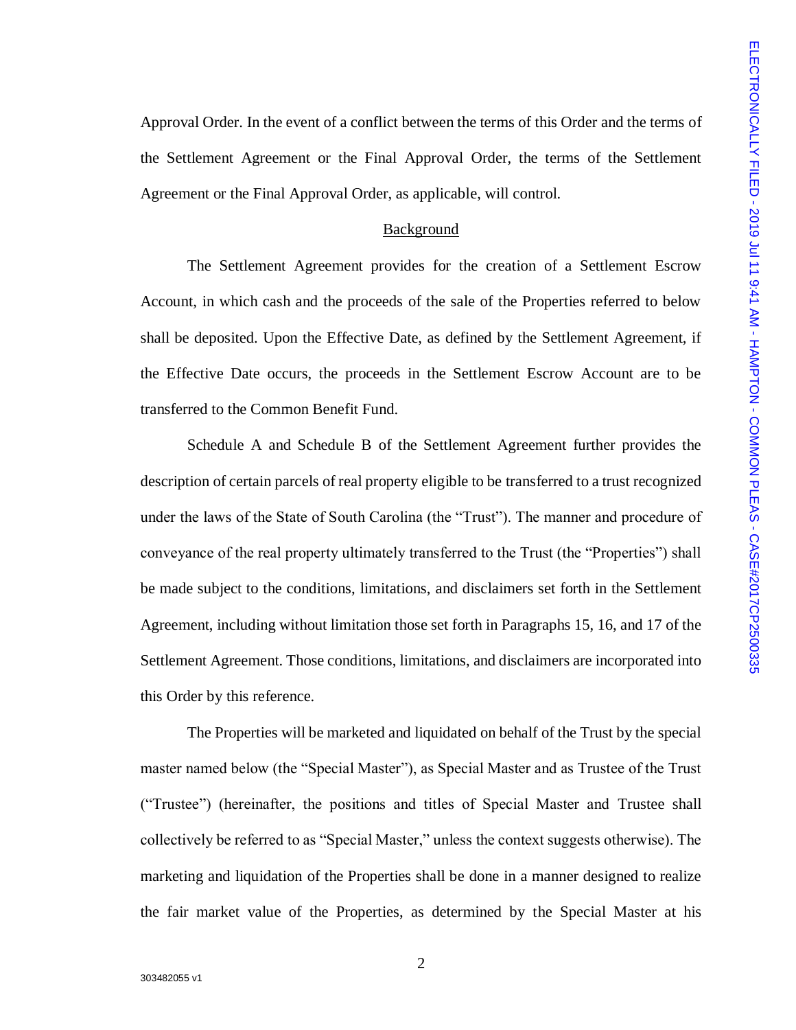Approval Order. In the event of a conflict between the terms of this Order and the terms of the Settlement Agreement or the Final Approval Order, the terms of the Settlement Agreement or the Final Approval Order, as applicable, will control.

## Background

The Settlement Agreement provides for the creation of a Settlement Escrow Account, in which cash and the proceeds of the sale of the Properties referred to below shall be deposited. Upon the Effective Date, as defined by the Settlement Agreement, if the Effective Date occurs, the proceeds in the Settlement Escrow Account are to be transferred to the Common Benefit Fund.

Schedule A and Schedule B of the Settlement Agreement further provides the description of certain parcels of real property eligible to be transferred to a trust recognized under the laws of the State of South Carolina (the "Trust"). The manner and procedure of conveyance of the real property ultimately transferred to the Trust (the "Properties") shall be made subject to the conditions, limitations, and disclaimers set forth in the Settlement Agreement, including without limitation those set forth in Paragraphs 15, 16, and 17 of the Settlement Agreement. Those conditions, limitations, and disclaimers are incorporated into this Order by this reference.

The Properties will be marketed and liquidated on behalf of the Trust by the special master named below (the "Special Master"), as Special Master and as Trustee of the Trust ("Trustee") (hereinafter, the positions and titles of Special Master and Trustee shall collectively be referred to as "Special Master," unless the context suggests otherwise). The marketing and liquidation of the Properties shall be done in a manner designed to realize the fair market value of the Properties, as determined by the Special Master at his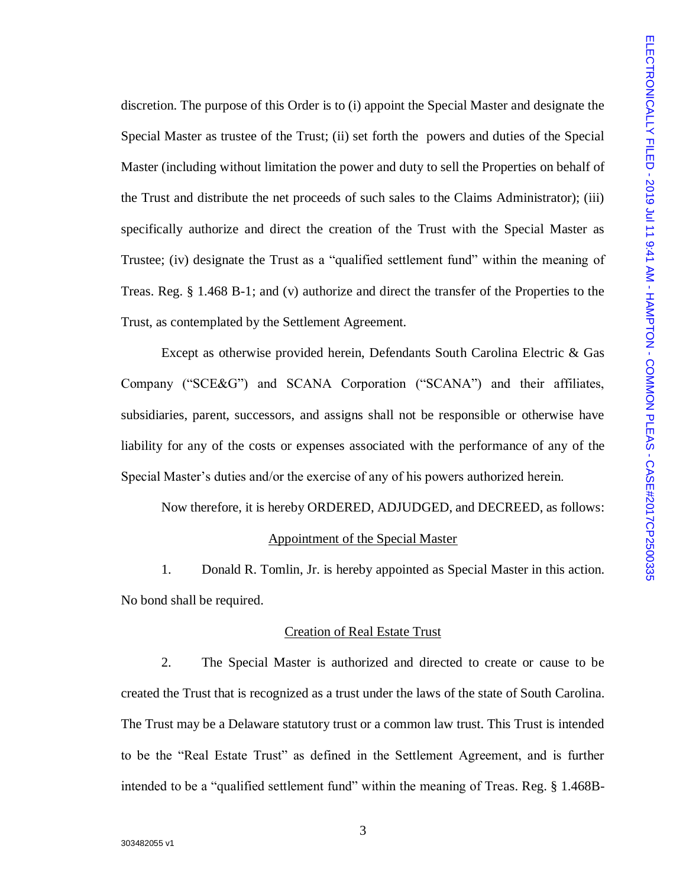discretion. The purpose of this Order is to (i) appoint the Special Master and designate the Special Master as trustee of the Trust; (ii) set forth the powers and duties of the Special Master (including without limitation the power and duty to sell the Properties on behalf of the Trust and distribute the net proceeds of such sales to the Claims Administrator); (iii) specifically authorize and direct the creation of the Trust with the Special Master as Trustee; (iv) designate the Trust as a "qualified settlement fund" within the meaning of Treas. Reg. § 1.468 B-1; and (v) authorize and direct the transfer of the Properties to the Trust, as contemplated by the Settlement Agreement.

Except as otherwise provided herein, Defendants South Carolina Electric & Gas Company ("SCE&G") and SCANA Corporation ("SCANA") and their affiliates, subsidiaries, parent, successors, and assigns shall not be responsible or otherwise have liability for any of the costs or expenses associated with the performance of any of the Special Master's duties and/or the exercise of any of his powers authorized herein.

Now therefore, it is hereby ORDERED, ADJUDGED, and DECREED, as follows:

<u>Appointment of the Special Master</u>

1. Donald R. Tomlin, Jr. is hereby appointed as Special Master in this action. No bond shall be required.

<u>Creation of Real Estate Trust</u>

2. The Special Master is authorized and directed to create or cause to be created the Trust that is recognized as a trust under the laws of the state of South Carolina. The Trust may be a Delaware statutory trust or a common law trust. This Trust is intended to be the "Real Estate Trust" as defined in the Settlement Agreement, and is further intended to be a "qualified settlement fund" within the meaning of Treas. Reg. § 1.468B-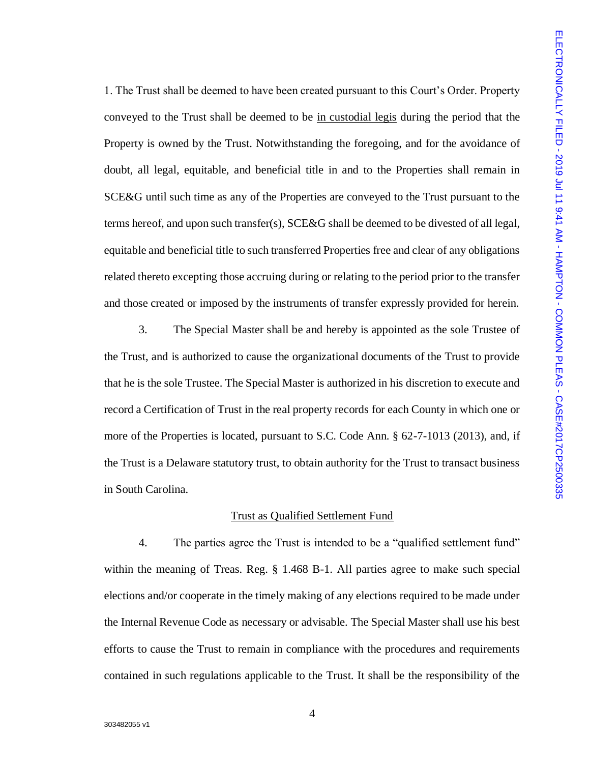1. The Trust shall be deemed to have been created pursuant to this Court's Order. Property conveyed to the Trust shall be deemed to be in custodial legis during the period that the Property is owned by the Trust. Notwithstanding the foregoing, and for the avoidance of doubt, all legal, equitable, and beneficial title in and to the Properties shall remain in SCE&G until such time as any of the Properties are conveyed to the Trust pursuant to the terms hereof, and upon such transfer(s), SCE&G shall be deemed to be divested of all legal, equitable and beneficial title to such transferred Properties free and clear of any obligations related thereto excepting those accruing during or relating to the period prior to the transfer and those created or imposed by the instruments of transfer expressly provided for herein.

3. The Special Master shall be and hereby is appointed as the sole Trustee of the Trust, and is authorized to cause the organizational documents of the Trust to provide that he is the sole Trustee. The Special Master is authorized in his discretion to execute and record a Certification of Trust in the real property records for each County in which one or more of the Properties is located, pursuant to S.C. Code Ann. § 62-7-1013 (2013), and, if the Trust is a Delaware statutory trust, to obtain authority for the Trust to transact business in South Carolina.

Trust as Qualified Settlement Fund

4. The parties agree the Trust is intended to be a "qualified settlement fund" within the meaning of Treas. Reg. § 1.468 B-1. All parties agree to make such special elections and/or cooperate in the timely making of any elections required to be made under the Internal Revenue Code as necessary or advisable. The Special Master shall use his best efforts to cause the Trust to remain in compliance with the procedures and requirements contained in such regulations applicable to the Trust. It shall be the responsibility of the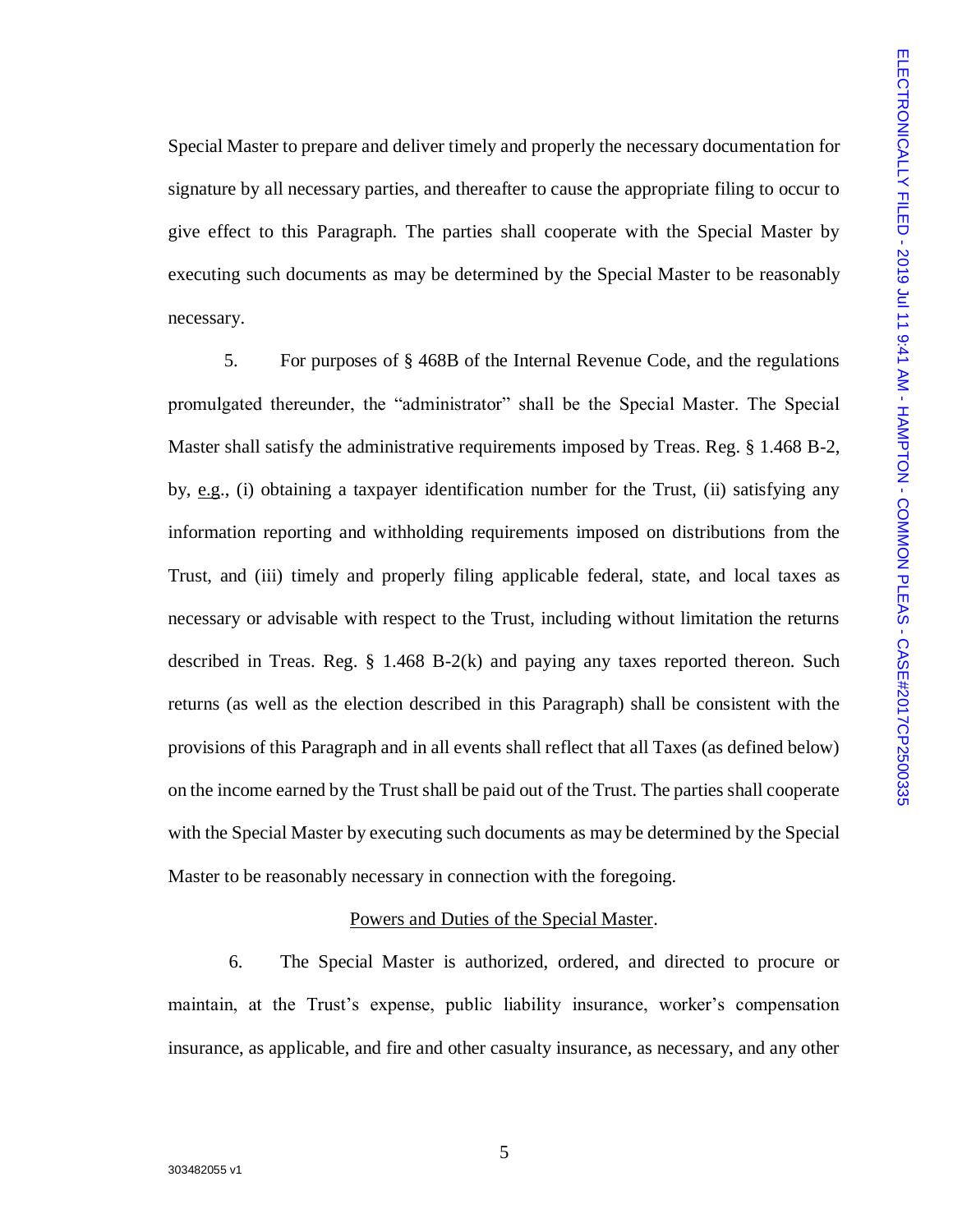Special Master to prepare and deliver timely and properly the necessary documentation for signature by all necessary parties, and thereafter to cause the appropriate filing to occur to give effect to this Paragraph. The parties shall cooperate with the Special Master by executing such documents as may be determined by the Special Master to be reasonably necessary.

5. For purposes of § 468B of the Internal Revenue Code, and the regulations promulgated thereunder, the "administrator" shall be the Special Master. The Special Master shall satisfy the administrative requirements imposed by Treas. Reg. § 1.468 B-2, by, e.g., (i) obtaining a taxpayer identification number for the Trust, (ii) satisfying any information reporting and withholding requirements imposed on distributions from the Trust, and (iii) timely and properly filing applicable federal, state, and local taxes as necessary or advisable with respect to the Trust, including without limitation the returns described in Treas. Reg. § 1.468 B-2(k) and paying any taxes reported thereon. Such returns (as well as the election described in this Paragraph) shall be consistent with the provisions of this Paragraph and in all events shall reflect that all Taxes (as defined below) on the income earned by the Trust shall be paid out of the Trust. The parties shall cooperate with the Special Master by executing such documents as may be determined by the Special Master to be reasonably necessary in connection with the foregoing.

Powers and Duties of the Special Master.

6. The Special Master is authorized, ordered, and directed to procure or maintain, at the Trust's expense, public liability insurance, worker's compensation insurance, as applicable, and fire and other casualty insurance, as necessary, and any other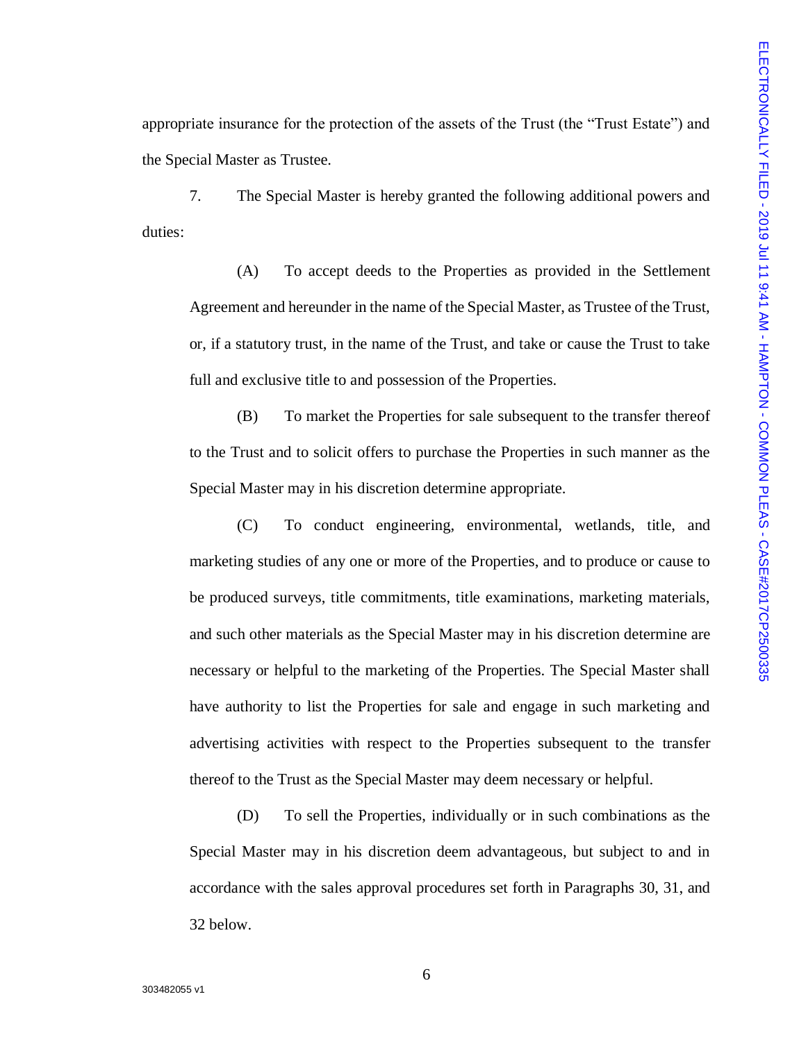appropriate insurance for the protection of the assets of the Trust (the "Trust Estate") and the Special Master as Trustee.

7. The Special Master is hereby granted the following additional powers and duties:

(A) To accept deeds to the Properties as provided in the Settlement Agreement and hereunder in the name of the Special Master, as Trustee of the Trust, or, if a statutory trust, in the name of the Trust, and take or cause the Trust to take full and exclusive title to and possession of the Properties.

(B) To market the Properties for sale subsequent to the transfer thereof to the Trust and to solicit offers to purchase the Properties in such manner as the Special Master may in his discretion determine appropriate.

(C) To conduct engineering, environmental, wetlands, title, and marketing studies of any one or more of the Properties, and to produce or cause to be produced surveys, title commitments, title examinations, marketing materials, and such other materials as the Special Master may in his discretion determine are necessary or helpful to the marketing of the Properties. The Special Master shall have authority to list the Properties for sale and engage in such marketing and advertising activities with respect to the Properties subsequent to the transfer thereof to the Trust as the Special Master may deem necessary or helpful.

(D) To sell the Properties, individually or in such combinations as the Special Master may in his discretion deem advantageous, but subject to and in accordance with the sales approval procedures set forth in Paragraphs 30, 31, and 32 below.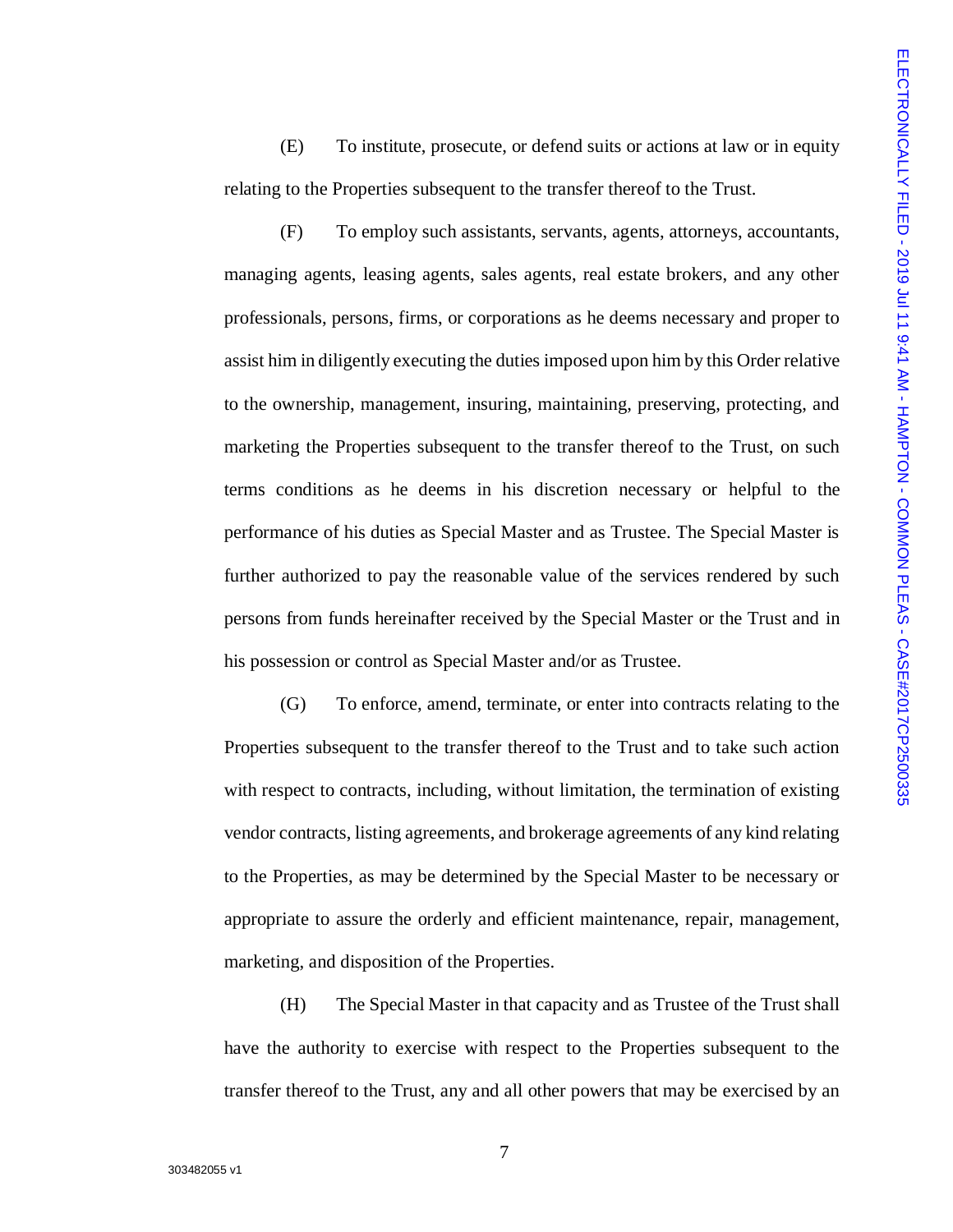(E) To institute, prosecute, or defend suits or actions at law or in equity relating to the Properties subsequent to the transfer thereof to the Trust.

(F) To employ such assistants, servants, agents, attorneys, accountants, managing agents, leasing agents, sales agents, real estate brokers, and any other professionals, persons, firms, or corporations as he deems necessary and proper to assist him in diligently executing the duties imposed upon him by this Order relative to the ownership, management, insuring, maintaining, preserving, protecting, and marketing the Properties subsequent to the transfer thereof to the Trust, on such terms conditions as he deems in his discretion necessary or helpful to the performance of his duties as Special Master and as Trustee. The Special Master is further authorized to pay the reasonable value of the services rendered by such persons from funds hereinafter received by the Special Master or the Trust and in his possession or control as Special Master and/or as Trustee.

(G) To enforce, amend, terminate, or enter into contracts relating to the Properties subsequent to the transfer thereof to the Trust and to take such action with respect to contracts, including, without limitation, the termination of existing vendor contracts, listing agreements, and brokerage agreements of any kind relating to the Properties, as may be determined by the Special Master to be necessary or appropriate to assure the orderly and efficient maintenance, repair, management, marketing, and disposition of the Properties.

(H) The Special Master in that capacity and as Trustee of the Trust shall have the authority to exercise with respect to the Properties subsequent to the transfer thereof to the Trust, any and all other powers that may be exercised by an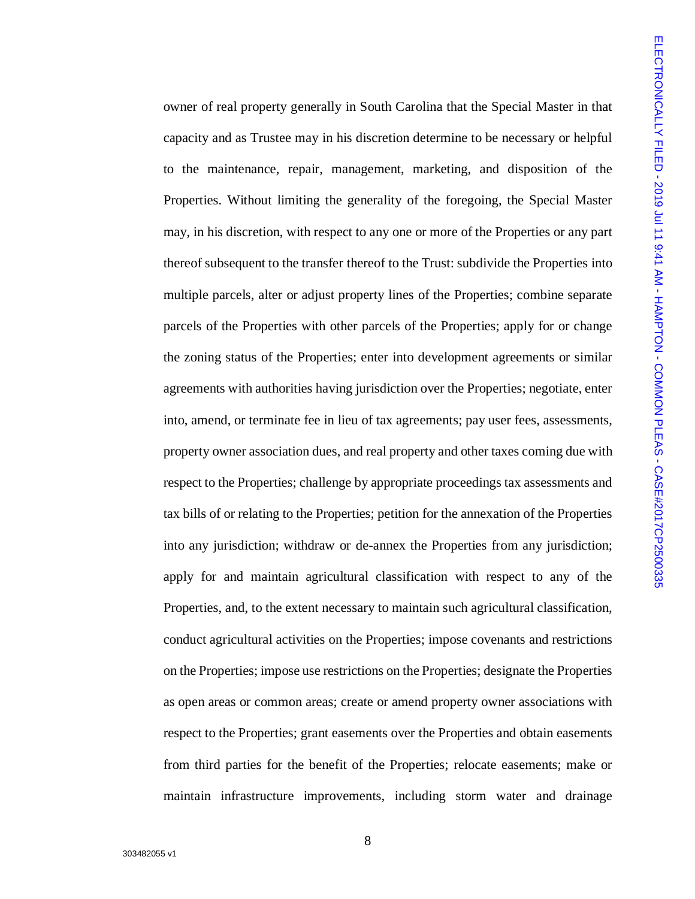owner of real property generally in South Carolina that the Special Master in that capacity and as Trustee may in his discretion determine to be necessary or helpful to the maintenance, repair, management, marketing, and disposition of the Properties. Without limiting the generality of the foregoing, the Special Master may, in his discretion, with respect to any one or more of the Properties or any part thereof subsequent to the transfer thereof to the Trust: subdivide the Properties into multiple parcels, alter or adjust property lines of the Properties; combine separate parcels of the Properties with other parcels of the Properties; apply for or change the zoning status of the Properties; enter into development agreements or similar agreements with authorities having jurisdiction over the Properties; negotiate, enter into, amend, or terminate fee in lieu of tax agreements; pay user fees, assessments, property owner association dues, and real property and other taxes coming due with respect to the Properties; challenge by appropriate proceedings tax assessments and tax bills of or relating to the Properties; petition for the annexation of the Properties into any jurisdiction; withdraw or de-annex the Properties from any jurisdiction; apply for and maintain agricultural classification with respect to any of the Properties, and, to the extent necessary to maintain such agricultural classification, conduct agricultural activities on the Properties; impose covenants and restrictions on the Properties; impose use restrictions on the Properties; designate the Properties as open areas or common areas; create or amend property owner associations with respect to the Properties; grant easements over the Properties and obtain easements from third parties for the benefit of the Properties; relocate easements; make or maintain infrastructure improvements, including storm water and drainage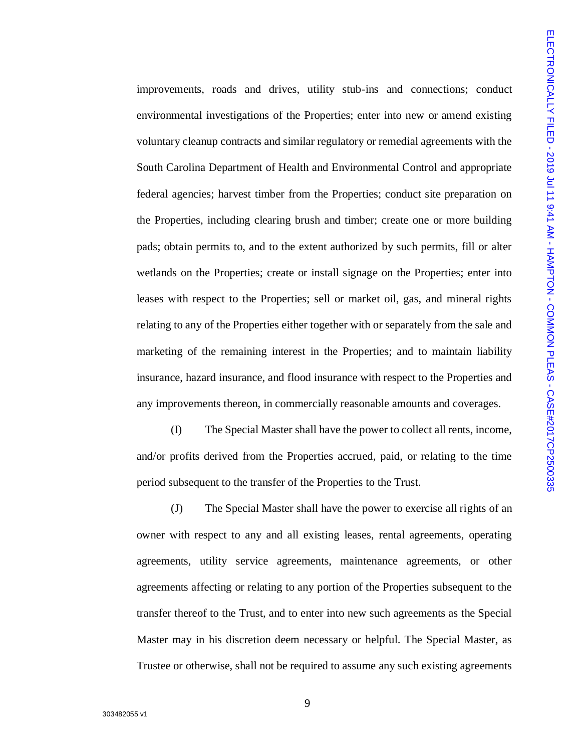improvements, roads and drives, utility stub-ins and connections; conduct environmental investigations of the Properties; enter into new or amend existing voluntary cleanup contracts and similar regulatory or remedial agreements with the South Carolina Department of Health and Environmental Control and appropriate federal agencies; harvest timber from the Properties; conduct site preparation on the Properties, including clearing brush and timber; create one or more building pads; obtain permits to, and to the extent authorized by such permits, fill or alter wetlands on the Properties; create or install signage on the Properties; enter into leases with respect to the Properties; sell or market oil, gas, and mineral rights relating to any of the Properties either together with or separately from the sale and marketing of the remaining interest in the Properties; and to maintain liability insurance, hazard insurance, and flood insurance with respect to the Properties and any improvements thereon, in commercially reasonable amounts and coverages.

(I) The Special Master shall have the power to collect all rents, income, and/or profits derived from the Properties accrued, paid, or relating to the time period subsequent to the transfer of the Properties to the Trust.

(J) The Special Master shall have the power to exercise all rights of an owner with respect to any and all existing leases, rental agreements, operating agreements, utility service agreements, maintenance agreements, or other agreements affecting or relating to any portion of the Properties subsequent to the transfer thereof to the Trust, and to enter into new such agreements as the Special Master may in his discretion deem necessary or helpful. The Special Master, as Trustee or otherwise, shall not be required to assume any such existing agreements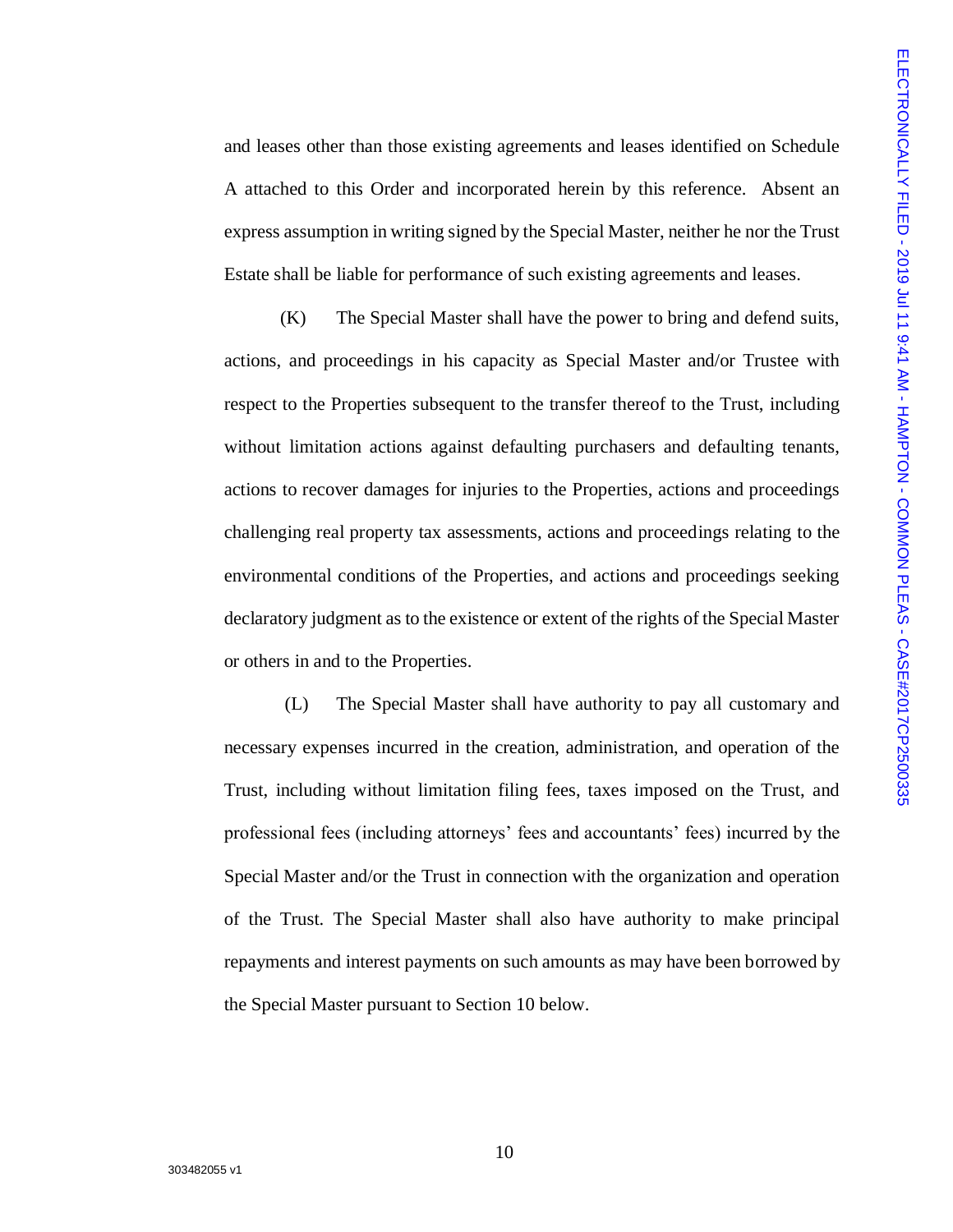and leases other than those existing agreements and leases identified on Schedule A attached to this Order and incorporated herein by this reference. Absent an express assumption in writing signed by the Special Master, neither he nor the Trust Estate shall be liable for performance of such existing agreements and leases.

(K) The Special Master shall have the power to bring and defend suits, actions, and proceedings in his capacity as Special Master and/or Trustee with respect to the Properties subsequent to the transfer thereof to the Trust, including without limitation actions against defaulting purchasers and defaulting tenants, actions to recover damages for injuries to the Properties, actions and proceedings challenging real property tax assessments, actions and proceedings relating to the environmental conditions of the Properties, and actions and proceedings seeking declaratory judgment as to the existence or extent of the rights of the Special Master or others in and to the Properties.

(L) The Special Master shall have authority to pay all customary and necessary expenses incurred in the creation, administration, and operation of the Trust, including without limitation filing fees, taxes imposed on the Trust, and professional fees (including attorneys' fees and accountants' fees) incurred by the Special Master and/or the Trust in connection with the organization and operation of the Trust. The Special Master shall also have authority to make principal repayments and interest payments on such amounts as may have been borrowed by the Special Master pursuant to Section 10 below.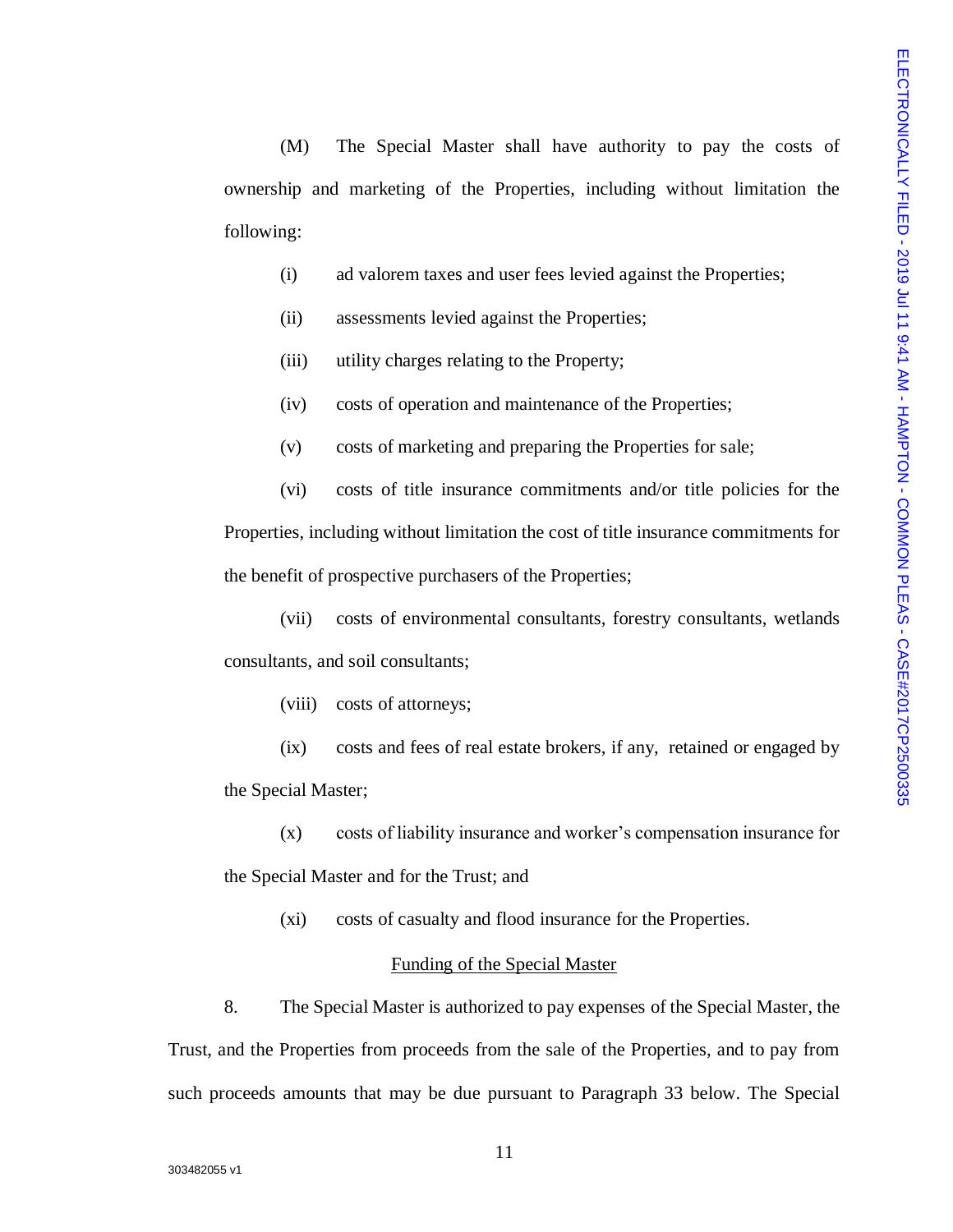(M) The Special Master shall have authority to pay the costs of ownership and marketing of the Properties, including without limitation the following:

(i) ad valorem taxes and user fees levied against the Properties;

(ii) assessments levied against the Properties;

(iii) utility charges relating to the Property;

(iv) costs of operation and maintenance of the Properties;

(v) costs of marketing and preparing the Properties for sale;

(vi) costs of title insurance commitments and/or title policies for the Properties, including without limitation the cost of title insurance commitments for the benefit of prospective purchasers of the Properties;

(vii) costs of environmental consultants, forestry consultants, wetlands consultants, and soil consultants;

(viii) costs of attorneys;

(ix) costs and fees of real estate brokers, if any, retained or engaged by the Special Master;

(x) costs of liability insurance and worker's compensation insurance for the Special Master and for the Trust; and

(xi) costs of casualty and flood insurance for the Properties.

<u>Funding of the Special Master</u>

8. The Special Master is authorized to pay expenses of the Special Master, the Trust, and the Properties from proceeds from the sale of the Properties, and to pay from such proceeds amounts that may be due pursuant to Paragraph 33 below. The Special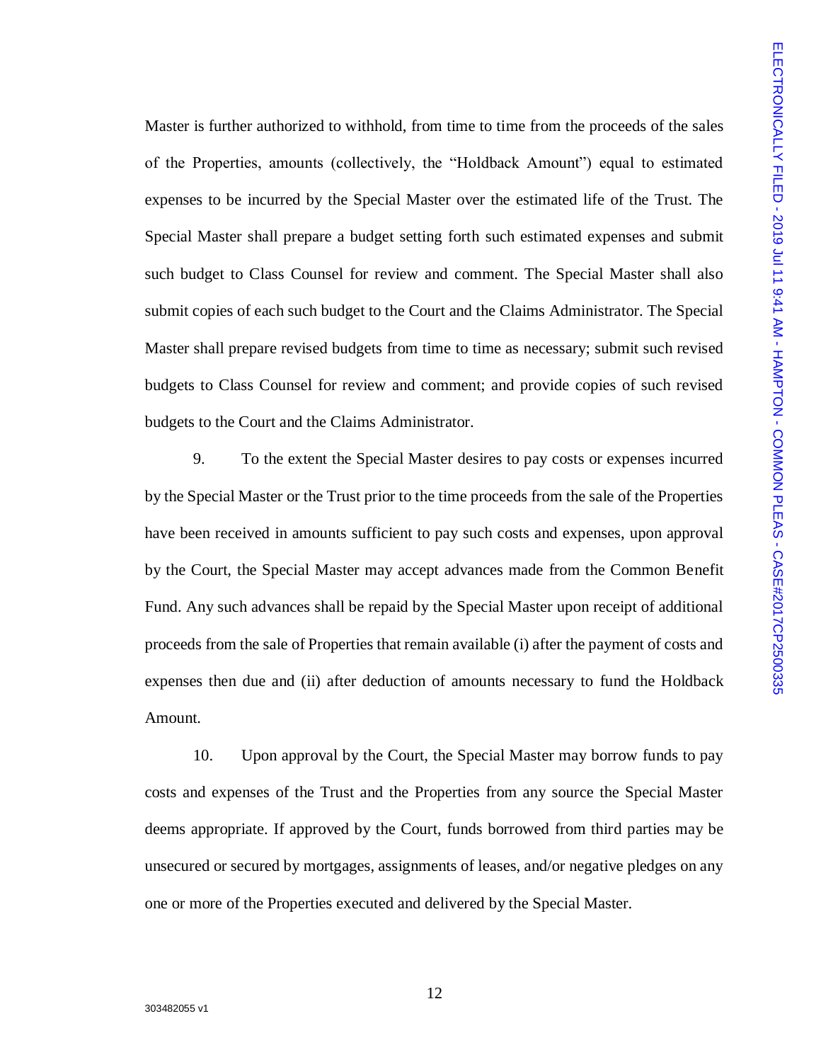Master is further authorized to withhold, from time to time from the proceeds of the sales of the Properties, amounts (collectively, the "Holdback Amount") equal to estimated expenses to be incurred by the Special Master over the estimated life of the Trust. The Special Master shall prepare a budget setting forth such estimated expenses and submit such budget to Class Counsel for review and comment. The Special Master shall also submit copies of each such budget to the Court and the Claims Administrator. The Special Master shall prepare revised budgets from time to time as necessary; submit such revised budgets to Class Counsel for review and comment; and provide copies of such revised budgets to the Court and the Claims Administrator.

9. To the extent the Special Master desires to pay costs or expenses incurred by the Special Master or the Trust prior to the time proceeds from the sale of the Properties have been received in amounts sufficient to pay such costs and expenses, upon approval by the Court, the Special Master may accept advances made from the Common Benefit Fund. Any such advances shall be repaid by the Special Master upon receipt of additional proceeds from the sale of Properties that remain available (i) after the payment of costs and expenses then due and (ii) after deduction of amounts necessary to fund the Holdback Amount.

10. Upon approval by the Court, the Special Master may borrow funds to pay costs and expenses of the Trust and the Properties from any source the Special Master deems appropriate. If approved by the Court, funds borrowed from third parties may be unsecured or secured by mortgages, assignments of leases, and/or negative pledges on any one or more of the Properties executed and delivered by the Special Master.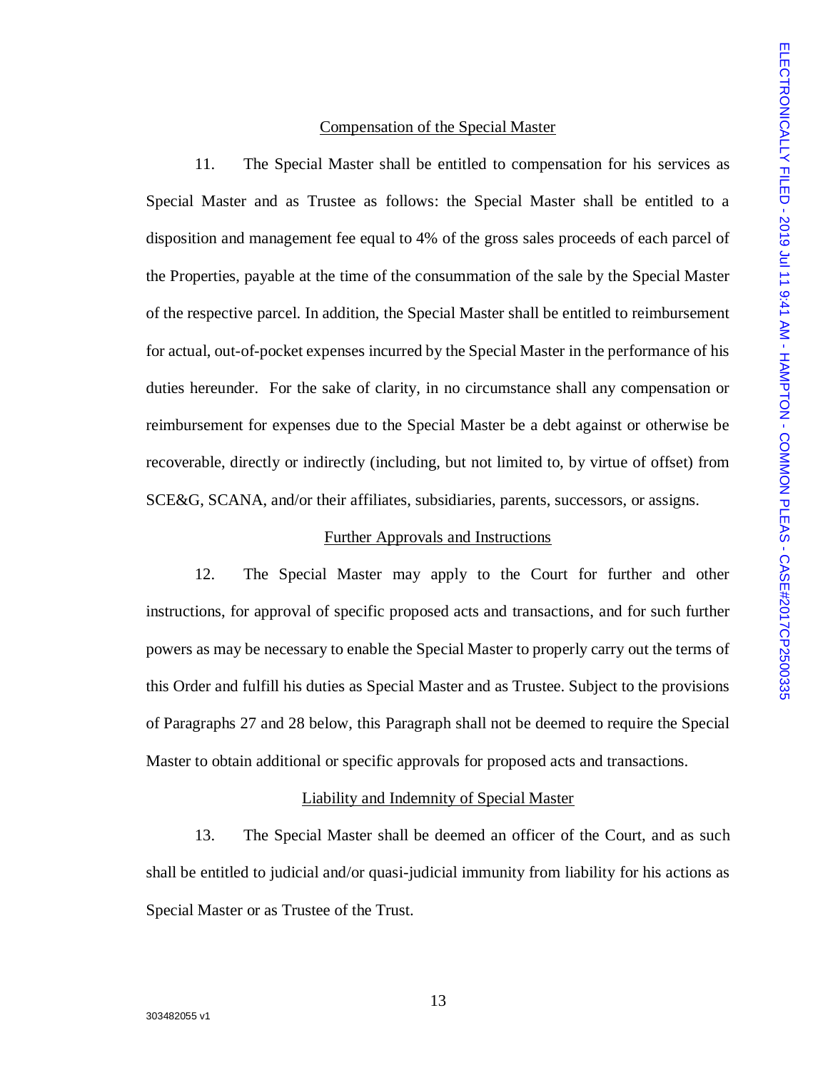## Compensation of the Special Master

11. The Special Master shall be entitled to compensation for his services as Special Master and as Trustee as follows: the Special Master shall be entitled to a disposition and management fee equal to 4% of the gross sales proceeds of each parcel of the Properties, payable at the time of the consummation of the sale by the Special Master of the respective parcel. In addition, the Special Master shall be entitled to reimbursement for actual, out-of-pocket expenses incurred by the Special Master in the performance of his duties hereunder. For the sake of clarity, in no circumstance shall any compensation or reimbursement for expenses due to the Special Master be a debt against or otherwise be recoverable, directly or indirectly (including, but not limited to, by virtue of offset) from SCE&G, SCANA, and/or their affiliates, subsidiaries, parents, successors, or assigns.

## Further Approvals and Instructions

12. The Special Master may apply to the Court for further and other instructions, for approval of specific proposed acts and transactions, and for such further powers as may be necessary to enable the Special Master to properly carry out the terms of this Order and fulfill his duties as Special Master and as Trustee. Subject to the provisions of Paragraphs 27 and 28 below, this Paragraph shall not be deemed to require the Special Master to obtain additional or specific approvals for proposed acts and transactions.

## Liability and Indemnity of Special Master

13. The Special Master shall be deemed an officer of the Court, and as such shall be entitled to judicial and/or quasi-judicial immunity from liability for his actions as Special Master or as Trustee of the Trust.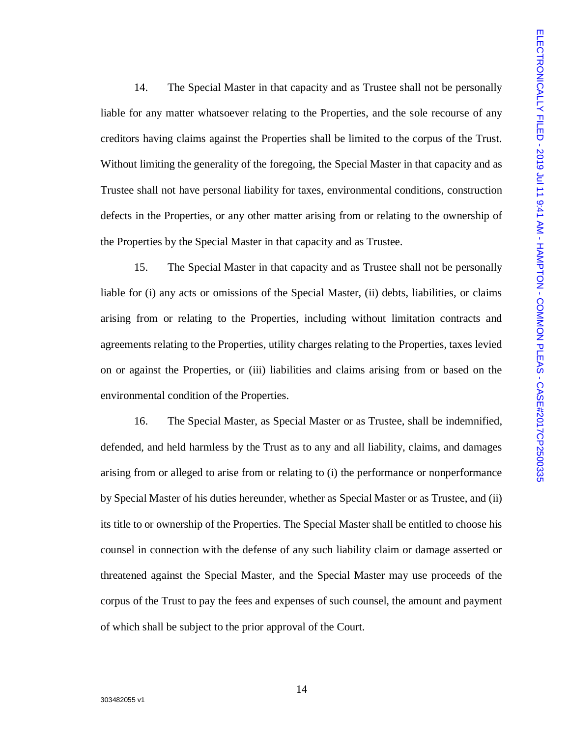14. The Special Master in that capacity and as Trustee shall not be personally liable for any matter whatsoever relating to the Properties, and the sole recourse of any creditors having claims against the Properties shall be limited to the corpus of the Trust. Without limiting the generality of the foregoing, the Special Master in that capacity and as Trustee shall not have personal liability for taxes, environmental conditions, construction defects in the Properties, or any other matter arising from or relating to the ownership of the Properties by the Special Master in that capacity and as Trustee.

15. The Special Master in that capacity and as Trustee shall not be personally liable for (i) any acts or omissions of the Special Master, (ii) debts, liabilities, or claims arising from or relating to the Properties, including without limitation contracts and agreements relating to the Properties, utility charges relating to the Properties, taxes levied on or against the Properties, or (iii) liabilities and claims arising from or based on the environmental condition of the Properties.

16. The Special Master, as Special Master or as Trustee, shall be indemnified, defended, and held harmless by the Trust as to any and all liability, claims, and damages arising from or alleged to arise from or relating to (i) the performance or nonperformance by Special Master of his duties hereunder, whether as Special Master or as Trustee, and (ii) its title to or ownership of the Properties. The Special Master shall be entitled to choose his counsel in connection with the defense of any such liability claim or damage asserted or threatened against the Special Master, and the Special Master may use proceeds of the corpus of the Trust to pay the fees and expenses of such counsel, the amount and payment of which shall be subject to the prior approval of the Court.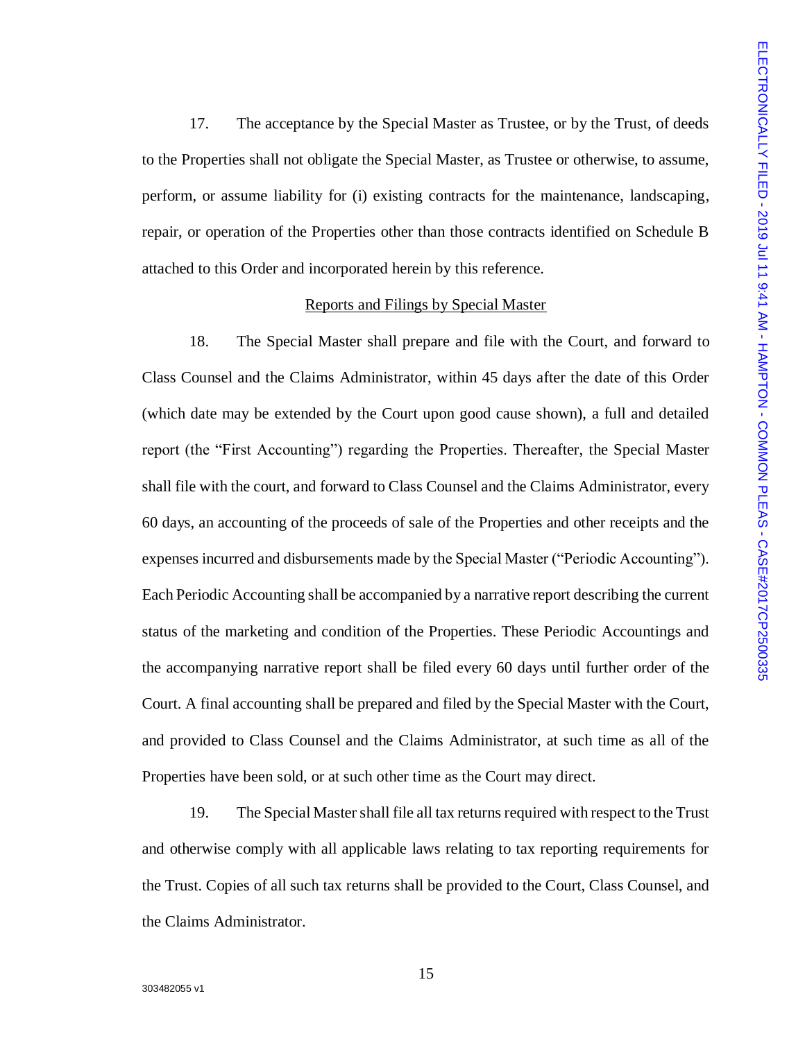17. The acceptance by the Special Master as Trustee, or by the Trust, of deeds to the Properties shall not obligate the Special Master, as Trustee or otherwise, to assume, perform, or assume liability for (i) existing contracts for the maintenance, landscaping, repair, or operation of the Properties other than those contracts identified on Schedule B attached to this Order and incorporated herein by this reference.

## Reports and Filings by Special Master

18. The Special Master shall prepare and file with the Court, and forward to Class Counsel and the Claims Administrator, within 45 days after the date of this Order (which date may be extended by the Court upon good cause shown), a full and detailed report (the "First Accounting") regarding the Properties. Thereafter, the Special Master shall file with the court, and forward to Class Counsel and the Claims Administrator, every 60 days, an accounting of the proceeds of sale of the Properties and other receipts and the expenses incurred and disbursements made by the Special Master ("Periodic Accounting"). Each Periodic Accounting shall be accompanied by a narrative report describing the current status of the marketing and condition of the Properties. These Periodic Accountings and the accompanying narrative report shall be filed every 60 days until further order of the Court. A final accounting shall be prepared and filed by the Special Master with the Court, and provided to Class Counsel and the Claims Administrator, at such time as all of the Properties have been sold, or at such other time as the Court may direct.

19. The Special Master shall file all tax returns required with respect to the Trust and otherwise comply with all applicable laws relating to tax reporting requirements for the Trust. Copies of all such tax returns shall be provided to the Court, Class Counsel, and the Claims Administrator.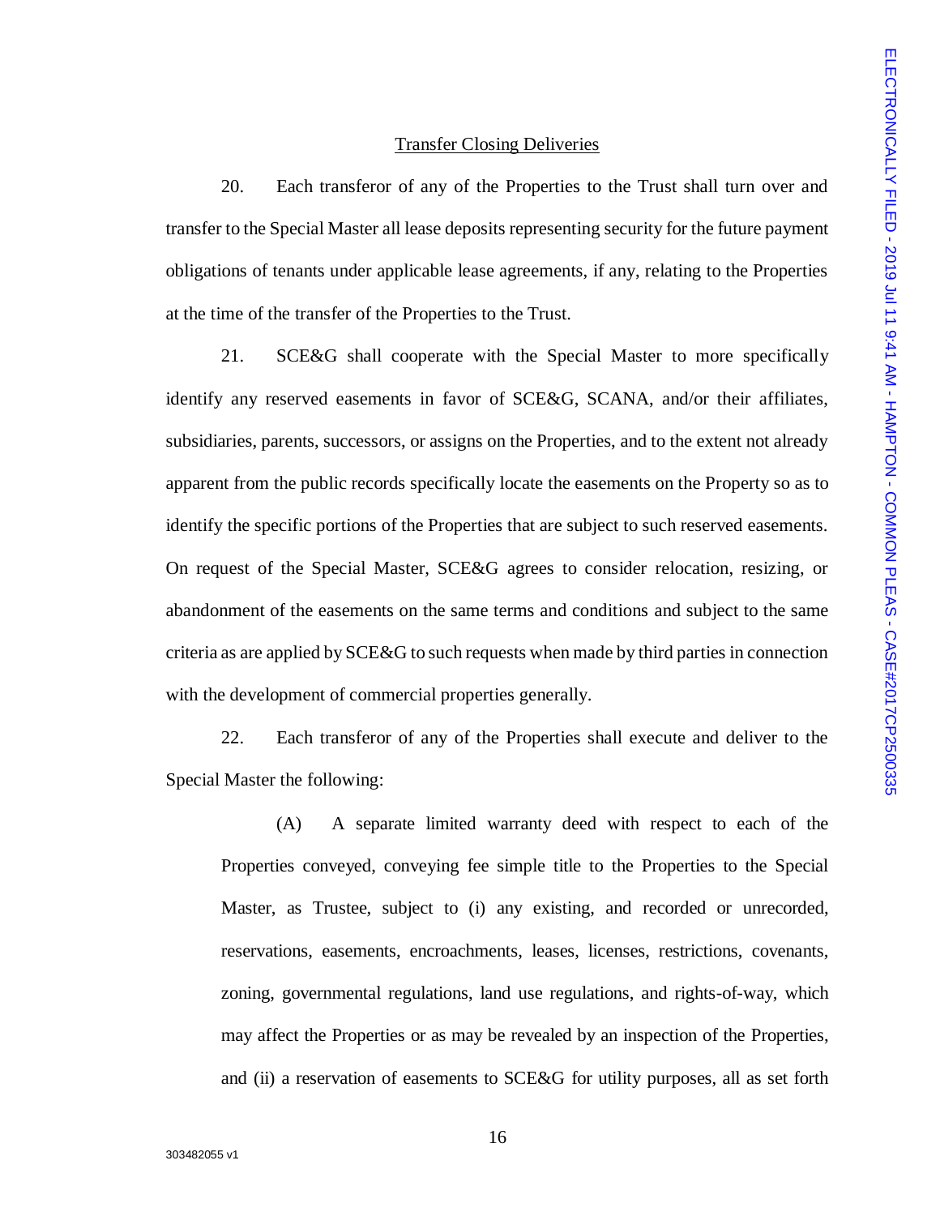<u>Transfer Closing Deliveries</u>

20. Each transferor of any of the Properties to the Trust shall turn over and transfer to the Special Master all lease deposits representing security for the future payment obligations of tenants under applicable lease agreements, if any, relating to the Properties at the time of the transfer of the Properties to the Trust.

21. SCE&G shall cooperate with the Special Master to more specifically identify any reserved easements in favor of SCE&G, SCANA, and/or their affiliates, subsidiaries, parents, successors, or assigns on the Properties, and to the extent not already apparent from the public records specifically locate the easements on the Property so as to identify the specific portions of the Properties that are subject to such reserved easements. On request of the Special Master, SCE&G agrees to consider relocation, resizing, or abandonment of the easements on the same terms and conditions and subject to the same criteria as are applied by SCE&G to such requests when made by third parties in connection with the development of commercial properties generally.

22. Each transferor of any of the Properties shall execute and deliver to the Special Master the following:

(A) A separate limited warranty deed with respect to each of the Properties conveyed, conveying fee simple title to the Properties to the Special Master, as Trustee, subject to (i) any existing, and recorded or unrecorded, reservations, easements, encroachments, leases, licenses, restrictions, covenants, zoning, governmental regulations, land use regulations, and rights-of-way, which may affect the Properties or as may be revealed by an inspection of the Properties, and (ii) a reservation of easements to SCE&G for utility purposes, all as set forth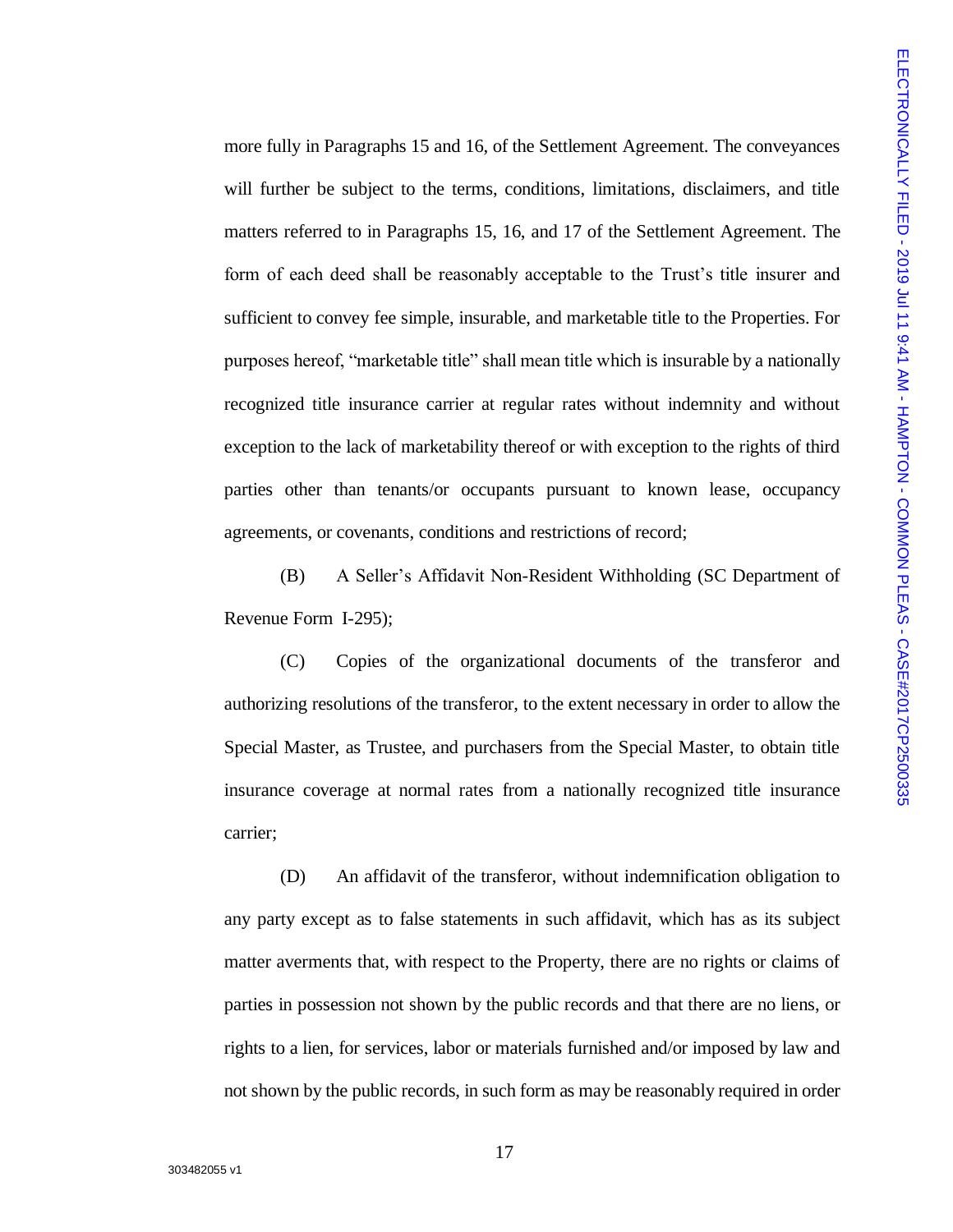more fully in Paragraphs 15 and 16, of the Settlement Agreement. The conveyances will further be subject to the terms, conditions, limitations, disclaimers, and title matters referred to in Paragraphs 15, 16, and 17 of the Settlement Agreement. The form of each deed shall be reasonably acceptable to the Trust's title insurer and sufficient to convey fee simple, insurable, and marketable title to the Properties. For purposes hereof, "marketable title" shall mean title which is insurable by a nationally recognized title insurance carrier at regular rates without indemnity and without exception to the lack of marketability thereof or with exception to the rights of third parties other than tenants/or occupants pursuant to known lease, occupancy agreements, or covenants, conditions and restrictions of record;

(B) A Seller's Affidavit Non-Resident Withholding (SC Department of Revenue Form I-295);

(C) Copies of the organizational documents of the transferor and authorizing resolutions of the transferor, to the extent necessary in order to allow the Special Master, as Trustee, and purchasers from the Special Master, to obtain title insurance coverage at normal rates from a nationally recognized title insurance carrier;

(D) An affidavit of the transferor, without indemnification obligation to any party except as to false statements in such affidavit, which has as its subject matter averments that, with respect to the Property, there are no rights or claims of parties in possession not shown by the public records and that there are no liens, or rights to a lien, for services, labor or materials furnished and/or imposed by law and not shown by the public records, in such form as may be reasonably required in order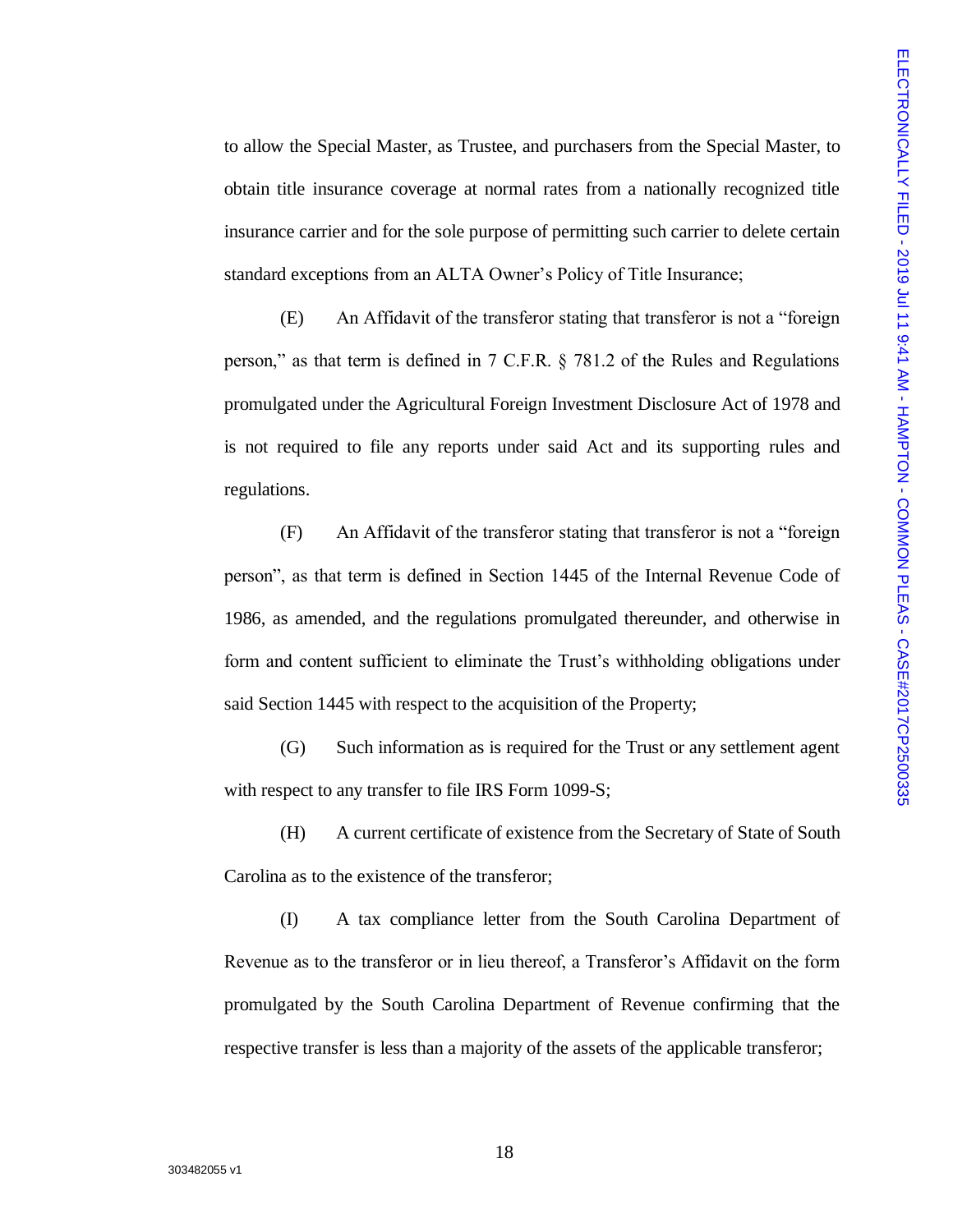to allow the Special Master, as Trustee, and purchasers from the Special Master, to obtain title insurance coverage at normal rates from a nationally recognized title insurance carrier and for the sole purpose of permitting such carrier to delete certain standard exceptions from an ALTA Owner's Policy of Title Insurance;

(E) An Affidavit of the transferor stating that transferor is not a "foreign person," as that term is defined in 7 C.F.R. § 781.2 of the Rules and Regulations promulgated under the Agricultural Foreign Investment Disclosure Act of 1978 and is not required to file any reports under said Act and its supporting rules and regulations.

(F) An Affidavit of the transferor stating that transferor is not a "foreign person", as that term is defined in Section 1445 of the Internal Revenue Code of 1986, as amended, and the regulations promulgated thereunder, and otherwise in form and content sufficient to eliminate the Trust's withholding obligations under said Section 1445 with respect to the acquisition of the Property;

(G) Such information as is required for the Trust or any settlement agent with respect to any transfer to file IRS Form 1099-S;

(H) A current certificate of existence from the Secretary of State of South Carolina as to the existence of the transferor;

(I) A tax compliance letter from the South Carolina Department of Revenue as to the transferor or in lieu thereof, a Transferor's Affidavit on the form promulgated by the South Carolina Department of Revenue confirming that the respective transfer is less than a majority of the assets of the applicable transferor;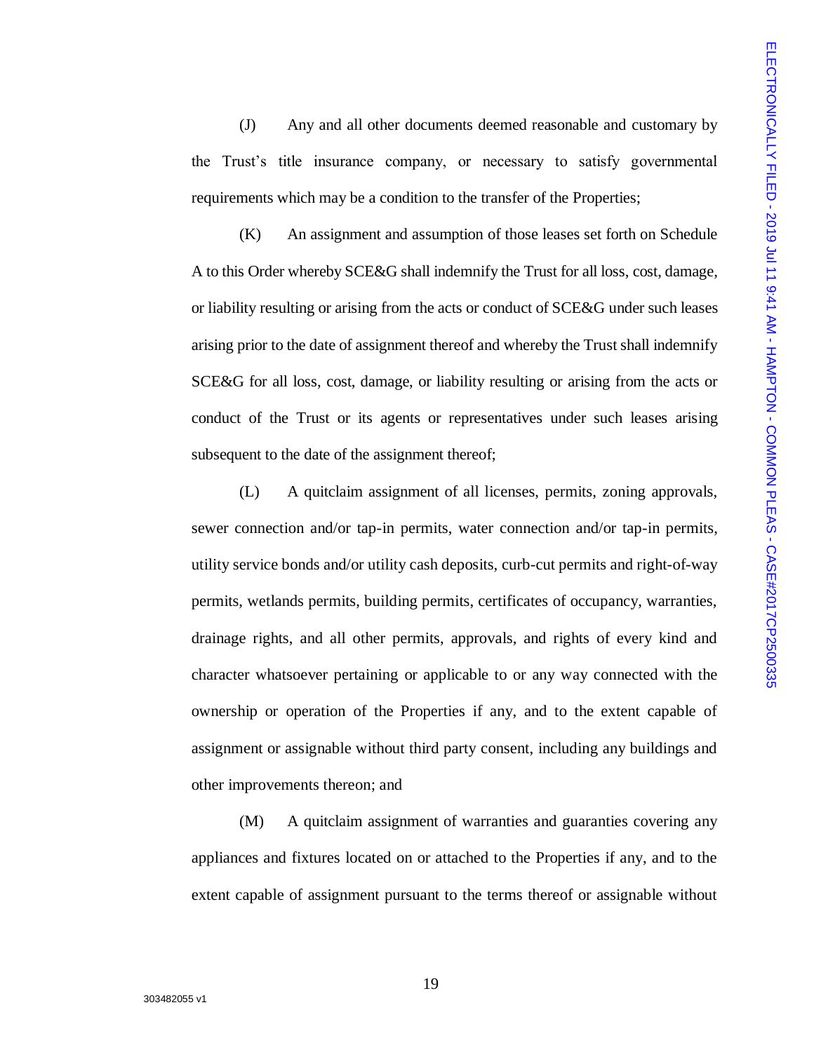(J) Any and all other documents deemed reasonable and customary by the Trust's title insurance company, or necessary to satisfy governmental requirements which may be a condition to the transfer of the Properties;

(K) An assignment and assumption of those leases set forth on Schedule A to this Order whereby SCE&G shall indemnify the Trust for all loss, cost, damage, or liability resulting or arising from the acts or conduct of SCE&G under such leases arising prior to the date of assignment thereof and whereby the Trust shall indemnify SCE&G for all loss, cost, damage, or liability resulting or arising from the acts or conduct of the Trust or its agents or representatives under such leases arising subsequent to the date of the assignment thereof;

(L) A quitclaim assignment of all licenses, permits, zoning approvals, sewer connection and/or tap-in permits, water connection and/or tap-in permits, utility service bonds and/or utility cash deposits, curb-cut permits and right-of-way permits, wetlands permits, building permits, certificates of occupancy, warranties, drainage rights, and all other permits, approvals, and rights of every kind and character whatsoever pertaining or applicable to or any way connected with the ownership or operation of the Properties if any, and to the extent capable of assignment or assignable without third party consent, including any buildings and other improvements thereon; and

(M) A quitclaim assignment of warranties and guaranties covering any appliances and fixtures located on or attached to the Properties if any, and to the extent capable of assignment pursuant to the terms thereof or assignable without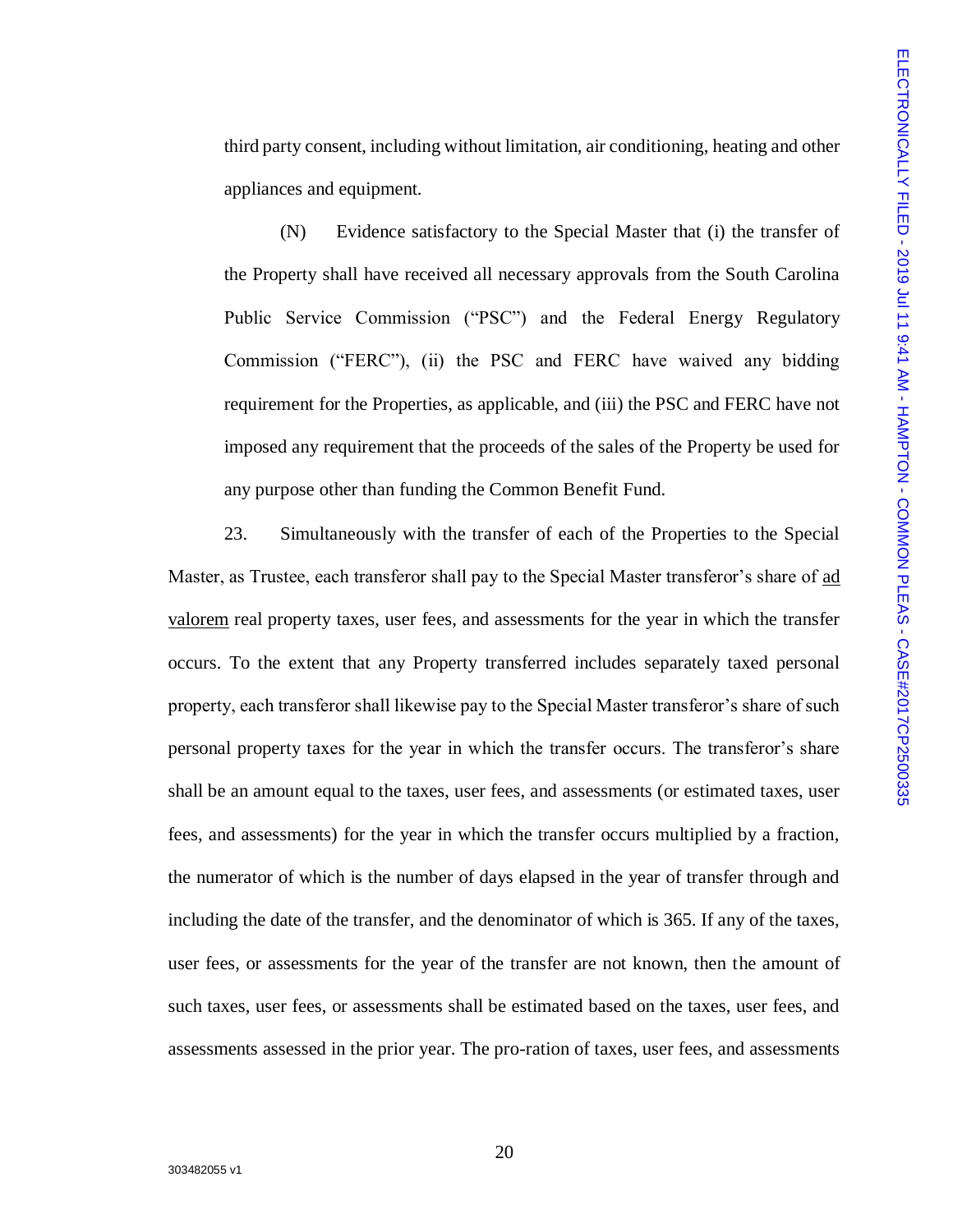third party consent, including without limitation, air conditioning, heating and other appliances and equipment.

(N) Evidence satisfactory to the Special Master that (i) the transfer of the Property shall have received all necessary approvals from the South Carolina Public Service Commission ("PSC") and the Federal Energy Regulatory Commission ("FERC"), (ii) the PSC and FERC have waived any bidding requirement for the Properties, as applicable, and (iii) the PSC and FERC have not imposed any requirement that the proceeds of the sales of the Property be used for any purpose other than funding the Common Benefit Fund.

23. Simultaneously with the transfer of each of the Properties to the Special Master, as Trustee, each transferor shall pay to the Special Master transferor's share of ad valorem real property taxes, user fees, and assessments for the year in which the transfer occurs. To the extent that any Property transferred includes separately taxed personal property, each transferor shall likewise pay to the Special Master transferor's share of such personal property taxes for the year in which the transfer occurs. The transferor's share shall be an amount equal to the taxes, user fees, and assessments (or estimated taxes, user fees, and assessments) for the year in which the transfer occurs multiplied by a fraction, the numerator of which is the number of days elapsed in the year of transfer through and including the date of the transfer, and the denominator of which is 365. If any of the taxes, user fees, or assessments for the year of the transfer are not known, then the amount of such taxes, user fees, or assessments shall be estimated based on the taxes, user fees, and assessments assessed in the prior year. The pro-ration of taxes, user fees, and assessments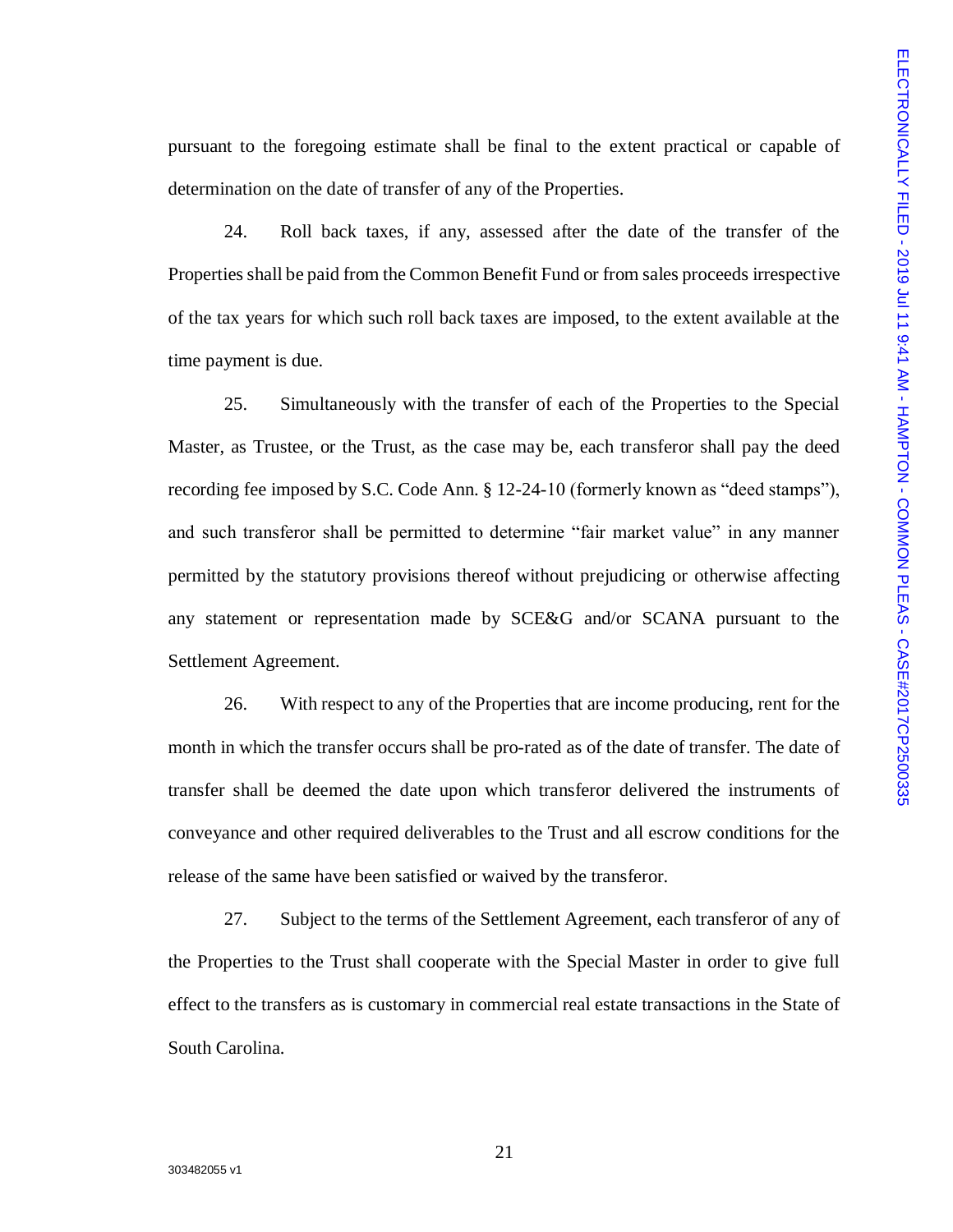pursuant to the foregoing estimate shall be final to the extent practical or capable of determination on the date of transfer of any of the Properties.

24. Roll back taxes, if any, assessed after the date of the transfer of the Properties shall be paid from the Common Benefit Fund or from sales proceeds irrespective of the tax years for which such roll back taxes are imposed, to the extent available at the time payment is due.

25. Simultaneously with the transfer of each of the Properties to the Special Master, as Trustee, or the Trust, as the case may be, each transferor shall pay the deed recording fee imposed by S.C. Code Ann. § 12-24-10 (formerly known as "deed stamps"), and such transferor shall be permitted to determine "fair market value" in any manner permitted by the statutory provisions thereof without prejudicing or otherwise affecting any statement or representation made by SCE&G and/or SCANA pursuant to the Settlement Agreement.

26. With respect to any of the Properties that are income producing, rent for the month in which the transfer occurs shall be pro-rated as of the date of transfer. The date of transfer shall be deemed the date upon which transferor delivered the instruments of conveyance and other required deliverables to the Trust and all escrow conditions for the release of the same have been satisfied or waived by the transferor.

27. Subject to the terms of the Settlement Agreement, each transferor of any of the Properties to the Trust shall cooperate with the Special Master in order to give full effect to the transfers as is customary in commercial real estate transactions in the State of South Carolina.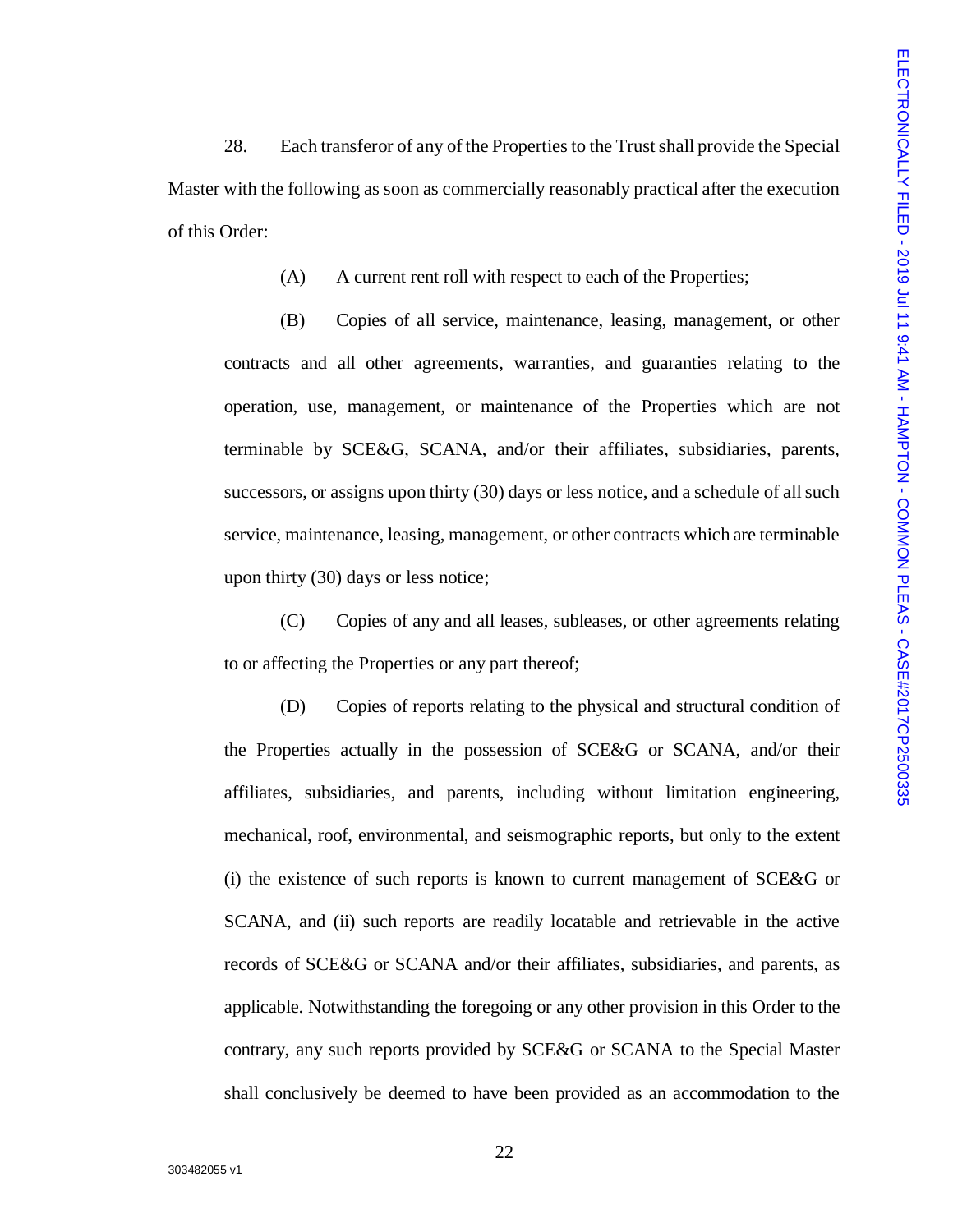28. Each transferor of any of the Properties to the Trust shall provide the Special Master with the following as soon as commercially reasonably practical after the execution of this Order:

(A) A current rent roll with respect to each of the Properties;

(B) Copies of all service, maintenance, leasing, management, or other contracts and all other agreements, warranties, and guaranties relating to the operation, use, management, or maintenance of the Properties which are not terminable by SCE&G, SCANA, and/or their affiliates, subsidiaries, parents, successors, or assigns upon thirty (30) days or less notice, and a schedule of all such service, maintenance, leasing, management, or other contracts which are terminable upon thirty (30) days or less notice;

(C) Copies of any and all leases, subleases, or other agreements relating to or affecting the Properties or any part thereof;

(D) Copies of reports relating to the physical and structural condition of the Properties actually in the possession of SCE&G or SCANA, and/or their affiliates, subsidiaries, and parents, including without limitation engineering, mechanical, roof, environmental, and seismographic reports, but only to the extent (i) the existence of such reports is known to current management of SCE&G or SCANA, and (ii) such reports are readily locatable and retrievable in the active records of SCE&G or SCANA and/or their affiliates, subsidiaries, and parents, as applicable. Notwithstanding the foregoing or any other provision in this Order to the contrary, any such reports provided by SCE&G or SCANA to the Special Master shall conclusively be deemed to have been provided as an accommodation to the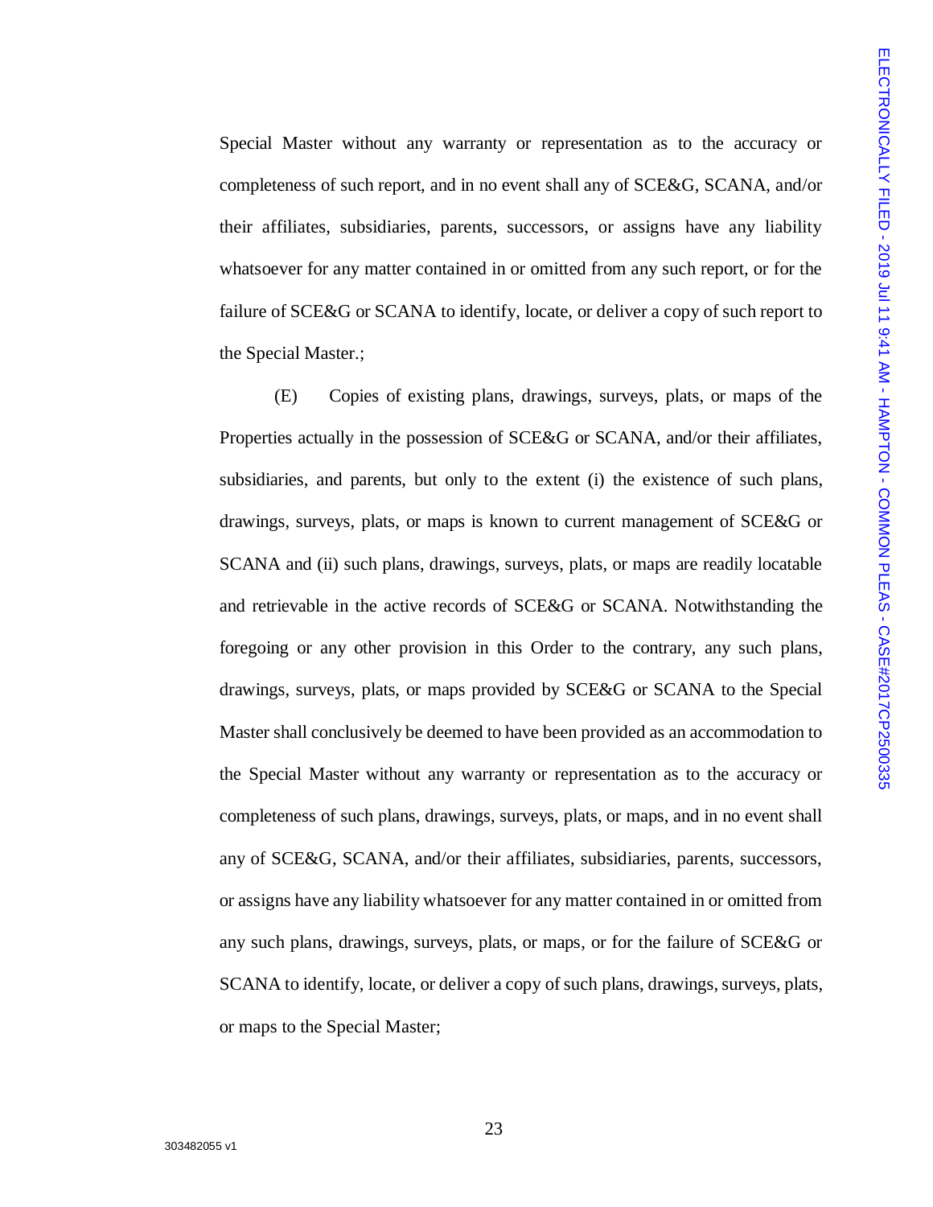Special Master without any warranty or representation as to the accuracy or completeness of such report, and in no event shall any of SCE&G, SCANA, and/or their affiliates, subsidiaries, parents, successors, or assigns have any liability whatsoever for any matter contained in or omitted from any such report, or for the failure of SCE&G or SCANA to identify, locate, or deliver a copy of such report to the Special Master.;

(E) Copies of existing plans, drawings, surveys, plats, or maps of the Properties actually in the possession of SCE&G or SCANA, and/or their affiliates, subsidiaries, and parents, but only to the extent (i) the existence of such plans, drawings, surveys, plats, or maps is known to current management of SCE&G or SCANA and (ii) such plans, drawings, surveys, plats, or maps are readily locatable and retrievable in the active records of SCE&G or SCANA. Notwithstanding the foregoing or any other provision in this Order to the contrary, any such plans, drawings, surveys, plats, or maps provided by SCE&G or SCANA to the Special Master shall conclusively be deemed to have been provided as an accommodation to the Special Master without any warranty or representation as to the accuracy or completeness of such plans, drawings, surveys, plats, or maps, and in no event shall any of SCE&G, SCANA, and/or their affiliates, subsidiaries, parents, successors, or assigns have any liability whatsoever for any matter contained in or omitted from any such plans, drawings, surveys, plats, or maps, or for the failure of SCE&G or SCANA to identify, locate, or deliver a copy of such plans, drawings, surveys, plats, or maps to the Special Master;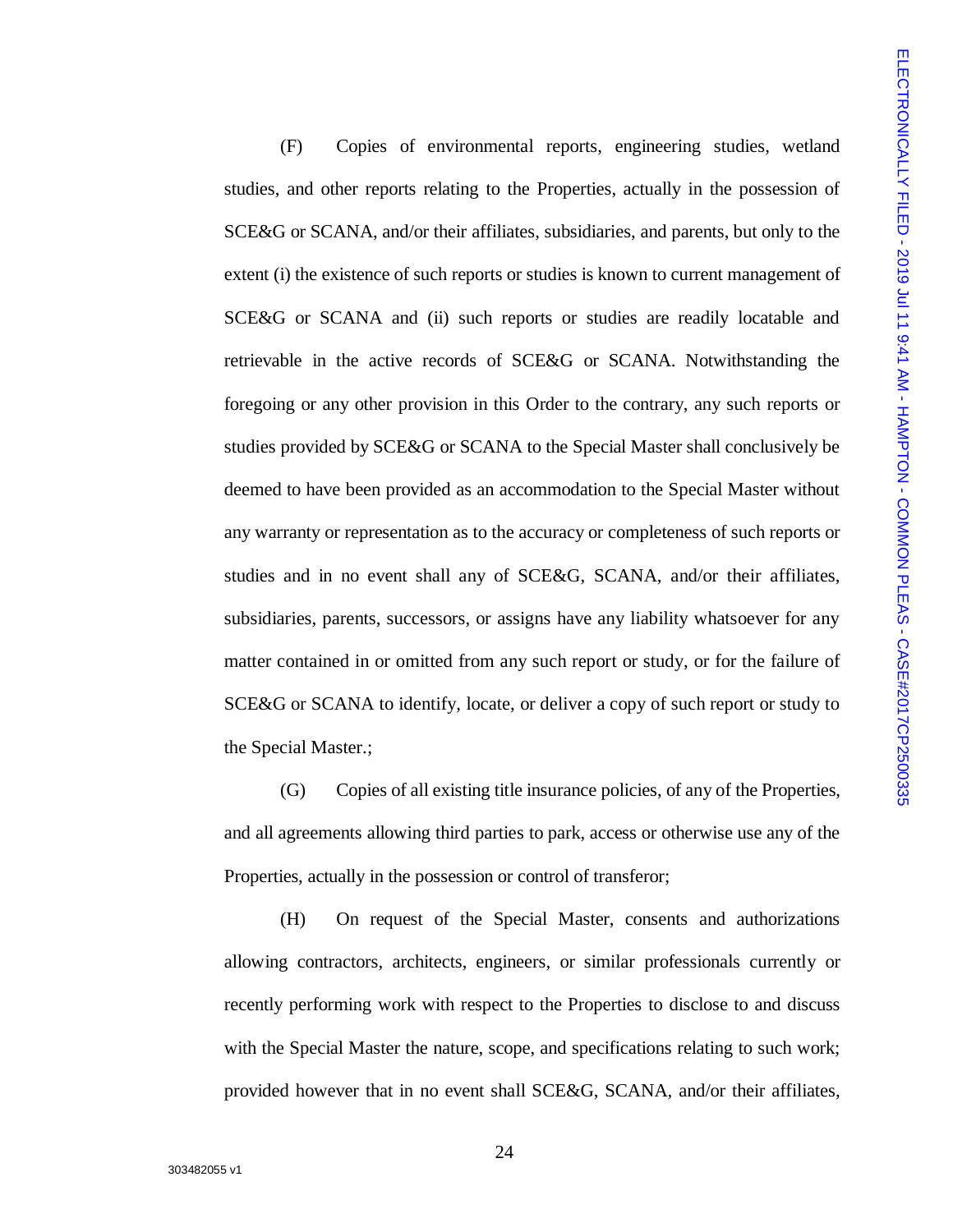(F) Copies of environmental reports, engineering studies, wetland studies, and other reports relating to the Properties, actually in the possession of SCE&G or SCANA, and/or their affiliates, subsidiaries, and parents, but only to the extent (i) the existence of such reports or studies is known to current management of SCE&G or SCANA and (ii) such reports or studies are readily locatable and retrievable in the active records of SCE&G or SCANA. Notwithstanding the foregoing or any other provision in this Order to the contrary, any such reports or studies provided by SCE&G or SCANA to the Special Master shall conclusively be deemed to have been provided as an accommodation to the Special Master without any warranty or representation as to the accuracy or completeness of such reports or studies and in no event shall any of SCE&G, SCANA, and/or their affiliates, subsidiaries, parents, successors, or assigns have any liability whatsoever for any matter contained in or omitted from any such report or study, or for the failure of SCE&G or SCANA to identify, locate, or deliver a copy of such report or study to the Special Master.;

(G) Copies of all existing title insurance policies, of any of the Properties, and all agreements allowing third parties to park, access or otherwise use any of the Properties, actually in the possession or control of transferor;

(H) On request of the Special Master, consents and authorizations allowing contractors, architects, engineers, or similar professionals currently or recently performing work with respect to the Properties to disclose to and discuss with the Special Master the nature, scope, and specifications relating to such work; provided however that in no event shall SCE&G, SCANA, and/or their affiliates,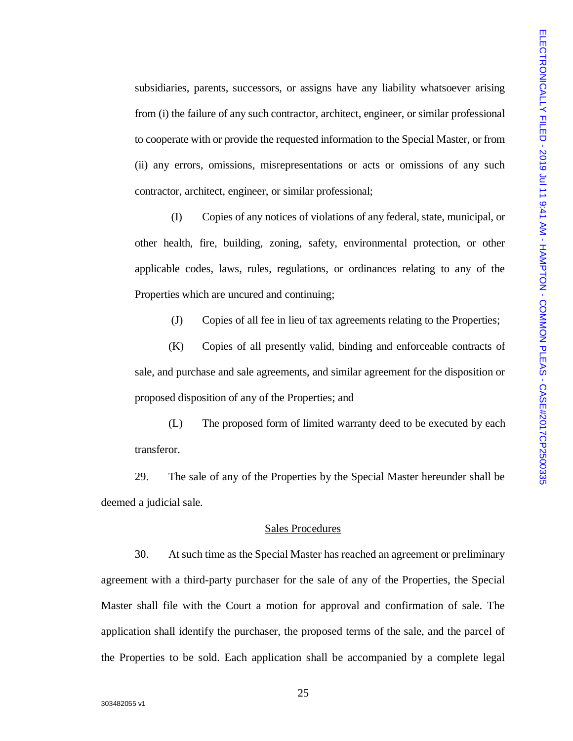subsidiaries, parents, successors, or assigns have any liability whatsoever arising from (i) the failure of any such contractor, architect, engineer, or similar professional to cooperate with or provide the requested information to the Special Master, or from (ii) any errors, omissions, misrepresentations or acts or omissions of any such contractor, architect, engineer, or similar professional;

(I) Copies of any notices of violations of any federal, state, municipal, or other health, fire, building, zoning, safety, environmental protection, or other applicable codes, laws, rules, regulations, or ordinances relating to any of the Properties which are uncured and continuing;

(J) Copies of all fee in lieu of tax agreements relating to the Properties;

(K) Copies of all presently valid, binding and enforceable contracts of sale, and purchase and sale agreements, and similar agreement for the disposition or proposed disposition of any of the Properties; and

(L) The proposed form of limited warranty deed to be executed by each transferor.

29. The sale of any of the Properties by the Special Master hereunder shall be deemed a judicial sale.

## Sales Procedures

30. At such time as the Special Master has reached an agreement or preliminary agreement with a third-party purchaser for the sale of any of the Properties, the Special Master shall file with the Court a motion for approval and confirmation of sale. The application shall identify the purchaser, the proposed terms of the sale, and the parcel of the Properties to be sold. Each application shall be accompanied by a complete legal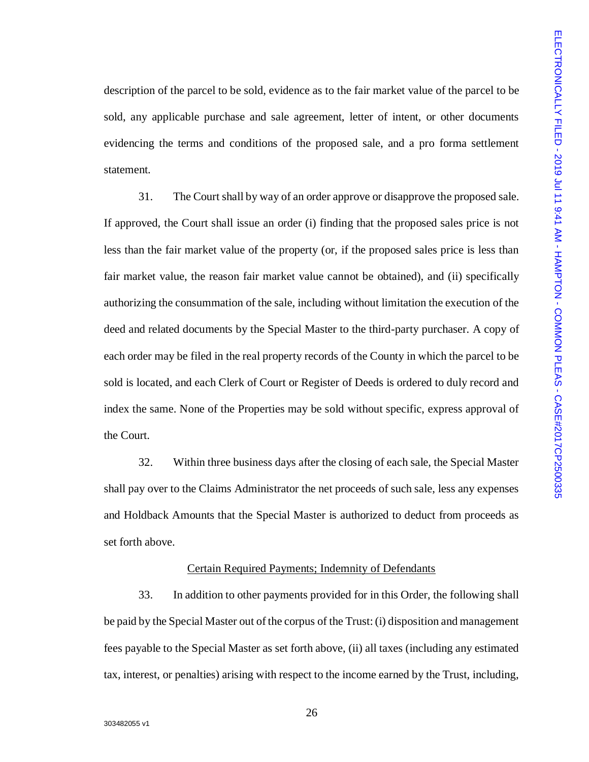description of the parcel to be sold, evidence as to the fair market value of the parcel to be sold, any applicable purchase and sale agreement, letter of intent, or other documents evidencing the terms and conditions of the proposed sale, and a pro forma settlement statement.

31. The Court shall by way of an order approve or disapprove the proposed sale. If approved, the Court shall issue an order (i) finding that the proposed sales price is not less than the fair market value of the property (or, if the proposed sales price is less than fair market value, the reason fair market value cannot be obtained), and (ii) specifically authorizing the consummation of the sale, including without limitation the execution of the deed and related documents by the Special Master to the third-party purchaser. A copy of each order may be filed in the real property records of the County in which the parcel to be sold is located, and each Clerk of Court or Register of Deeds is ordered to duly record and index the same. None of the Properties may be sold without specific, express approval of the Court.

32. Within three business days after the closing of each sale, the Special Master shall pay over to the Claims Administrator the net proceeds of such sale, less any expenses and Holdback Amounts that the Special Master is authorized to deduct from proceeds as set forth above.

<u>Certain Required Payments; Indemnity of Defendants</u>

33. In addition to other payments provided for in this Order, the following shall be paid by the Special Master out of the corpus of the Trust: (i) disposition and management fees payable to the Special Master as set forth above, (ii) all taxes (including any estimated tax, interest, or penalties) arising with respect to the income earned by the Trust, including,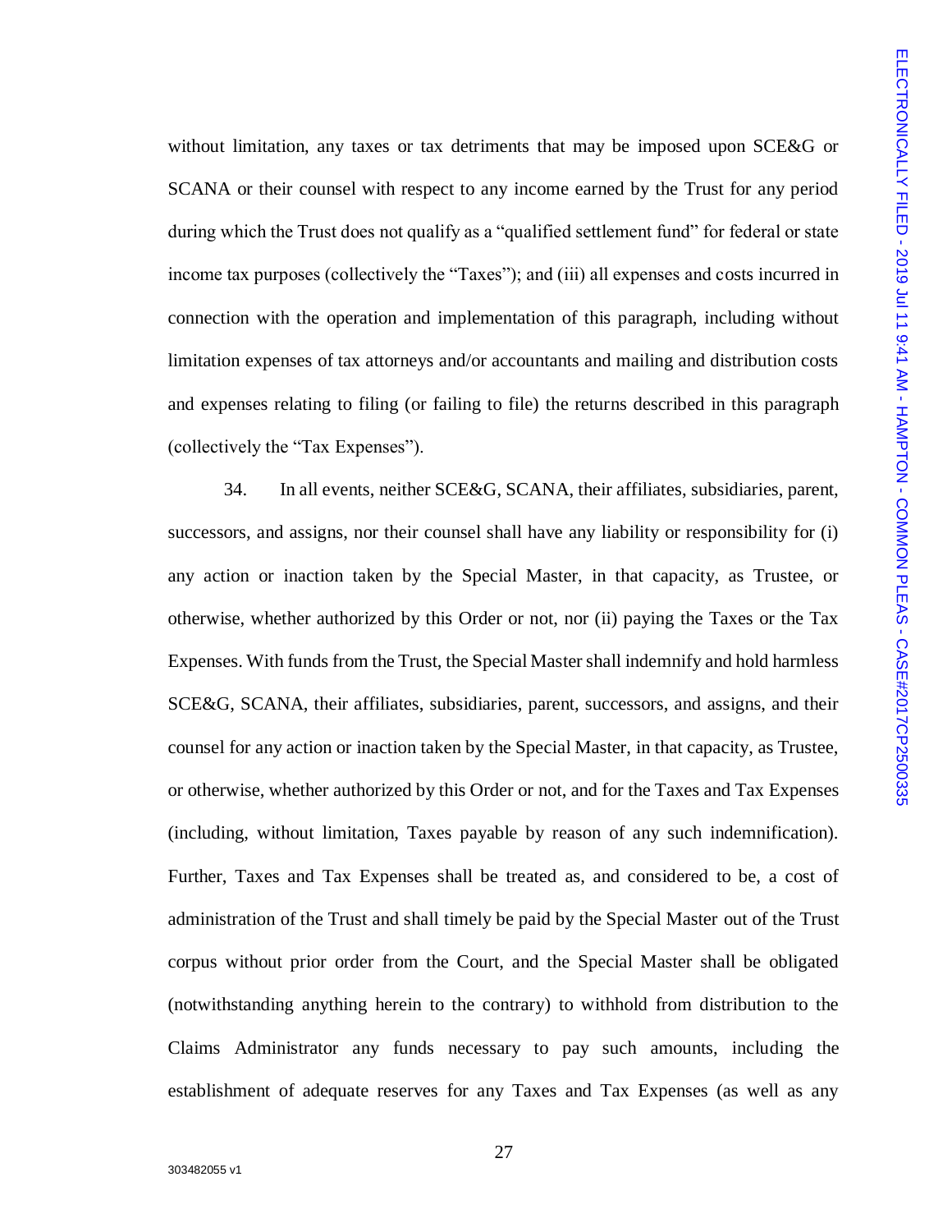without limitation, any taxes or tax detriments that may be imposed upon SCE&G or SCANA or their counsel with respect to any income earned by the Trust for any period during which the Trust does not qualify as a "qualified settlement fund" for federal or state income tax purposes (collectively the "Taxes"); and (iii) all expenses and costs incurred in connection with the operation and implementation of this paragraph, including without limitation expenses of tax attorneys and/or accountants and mailing and distribution costs and expenses relating to filing (or failing to file) the returns described in this paragraph (collectively the "Tax Expenses").

34. In all events, neither SCE&G, SCANA, their affiliates, subsidiaries, parent, successors, and assigns, nor their counsel shall have any liability or responsibility for (i) any action or inaction taken by the Special Master, in that capacity, as Trustee, or otherwise, whether authorized by this Order or not, nor (ii) paying the Taxes or the Tax Expenses. With funds from the Trust, the Special Master shall indemnify and hold harmless SCE&G, SCANA, their affiliates, subsidiaries, parent, successors, and assigns, and their counsel for any action or inaction taken by the Special Master, in that capacity, as Trustee, or otherwise, whether authorized by this Order or not, and for the Taxes and Tax Expenses (including, without limitation, Taxes payable by reason of any such indemnification). Further, Taxes and Tax Expenses shall be treated as, and considered to be, a cost of administration of the Trust and shall timely be paid by the Special Master out of the Trust corpus without prior order from the Court, and the Special Master shall be obligated (notwithstanding anything herein to the contrary) to withhold from distribution to the Claims Administrator any funds necessary to pay such amounts, including the establishment of adequate reserves for any Taxes and Tax Expenses (as well as any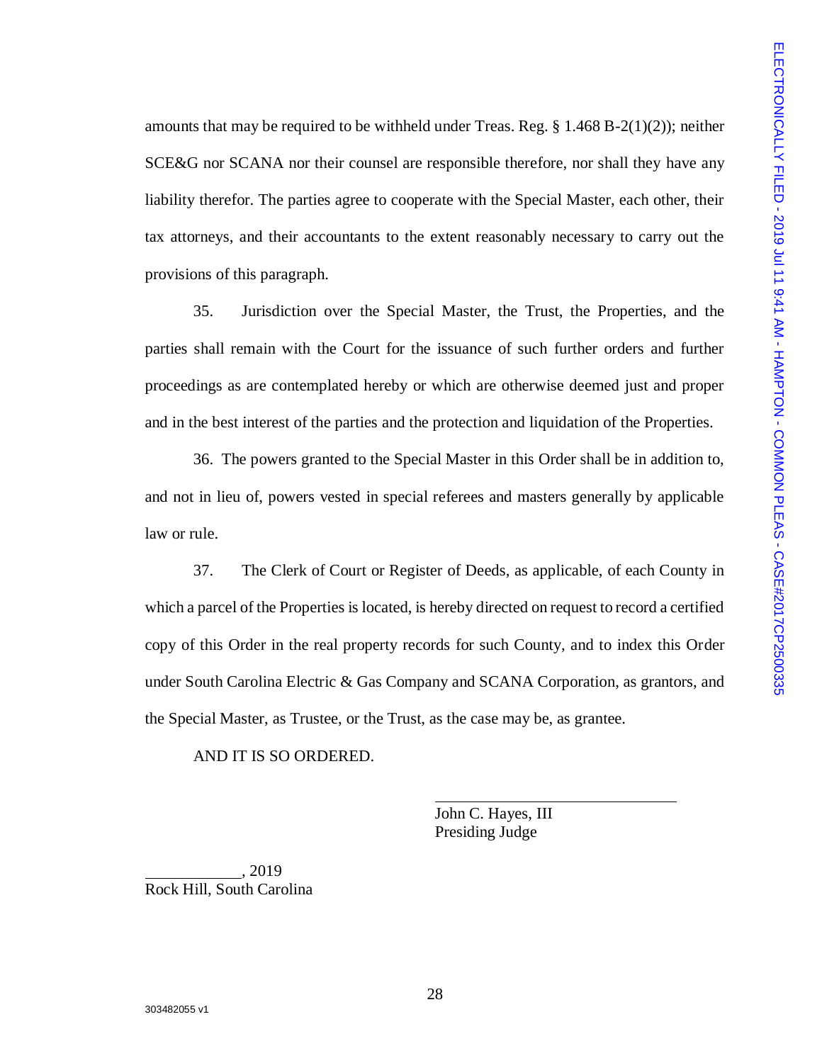amounts that may be required to be withheld under Treas. Reg. § 1.468 B-2(1)(2)); neither SCE&G nor SCANA nor their counsel are responsible therefore, nor shall they have any liability therefor. The parties agree to cooperate with the Special Master, each other, their tax attorneys, and their accountants to the extent reasonably necessary to carry out the provisions of this paragraph.

35. Jurisdiction over the Special Master, the Trust, the Properties, and the parties shall remain with the Court for the issuance of such further orders and further proceedings as are contemplated hereby or which are otherwise deemed just and proper and in the best interest of the parties and the protection and liquidation of the Properties.

36. The powers granted to the Special Master in this Order shall be in addition to, and not in lieu of, powers vested in special referees and masters generally by applicable law or rule.

37. The Clerk of Court or Register of Deeds, as applicable, of each County in which a parcel of the Properties is located, is hereby directed on request to record a certified copy of this Order in the real property records for such County, and to index this Order under South Carolina Electric & Gas Company and SCANA Corporation, as grantors, and the Special Master, as Trustee, or the Trust, as the case may be, as grantee.

AND IT IS SO ORDERED.

\_\_\_\_\_\_\_\_\_\_\_\_\_\_\_\_\_\_\_\_\_\_\_\_\_\_\_\_\_\_
John C. Hayes, III
Presiding Judge

\_\_\_\_\_\_\_\_\_\_\_\_, 2019
Rock Hill, South Carolina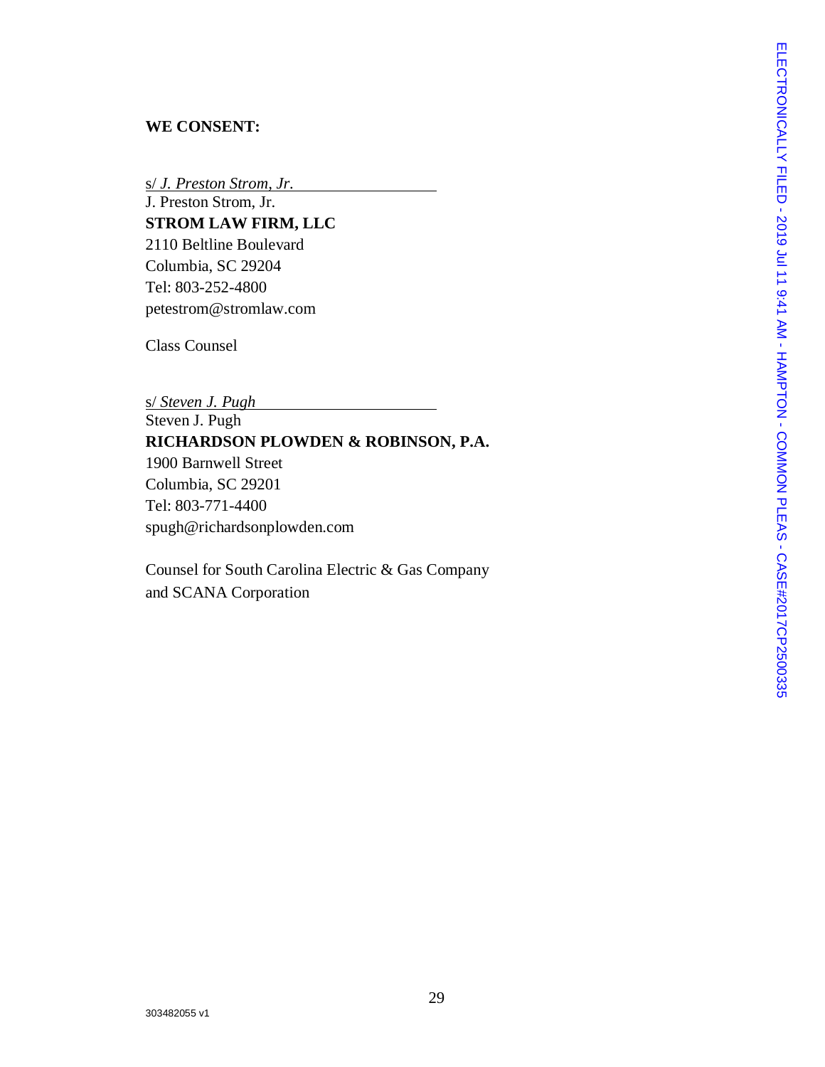**WE CONSENT:**

s/ *J. Preston Strom, Jr.*
J. Preston Strom, Jr.
**STROM LAW FIRM, LLC**
2110 Beltline Boulevard
Columbia, SC 29204
Tel: 803-252-4800
petestrom@stromlaw.com

Class Counsel

s/ *Steven J. Pugh*
Steven J. Pugh
**RICHARDSON PLOWDEN & ROBINSON, P.A.**
1900 Barnwell Street
Columbia, SC 29201
Tel: 803-771-4400
spugh@richardsonplowden.com

Counsel for South Carolina Electric & Gas Company
and SCANA Corporation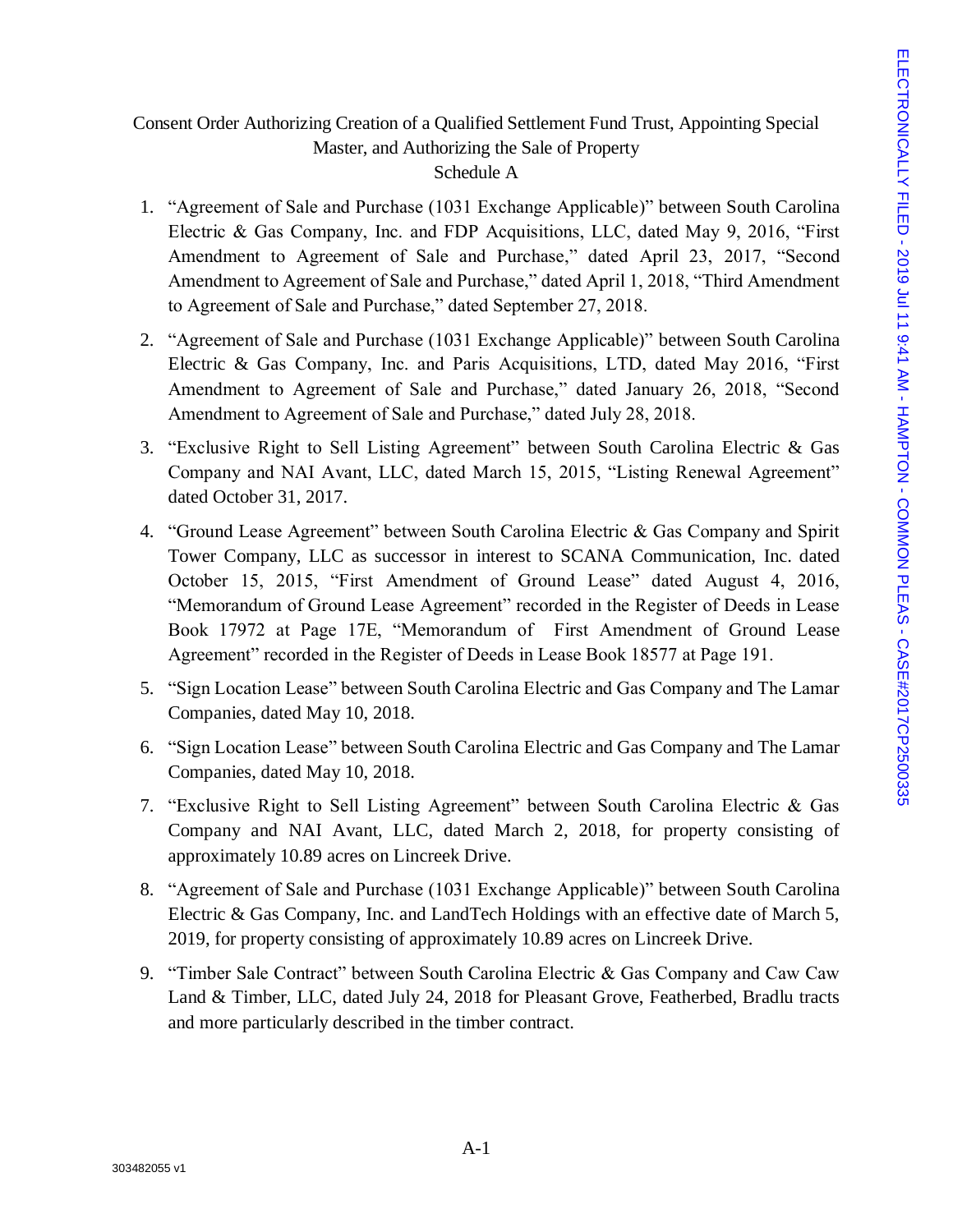Consent Order Authorizing Creation of a Qualified Settlement Fund Trust, Appointing Special Master, and Authorizing the Sale of Property

Schedule A

1. "Agreement of Sale and Purchase (1031 Exchange Applicable)" between South Carolina Electric & Gas Company, Inc. and FDP Acquisitions, LLC, dated May 9, 2016, "First Amendment to Agreement of Sale and Purchase," dated April 23, 2017, "Second Amendment to Agreement of Sale and Purchase," dated April 1, 2018, "Third Amendment to Agreement of Sale and Purchase," dated September 27, 2018.
2. "Agreement of Sale and Purchase (1031 Exchange Applicable)" between South Carolina Electric & Gas Company, Inc. and Paris Acquisitions, LTD, dated May 2016, "First Amendment to Agreement of Sale and Purchase," dated January 26, 2018, "Second Amendment to Agreement of Sale and Purchase," dated July 28, 2018.
3. "Exclusive Right to Sell Listing Agreement" between South Carolina Electric & Gas Company and NAI Avant, LLC, dated March 15, 2015, "Listing Renewal Agreement" dated October 31, 2017.
4. "Ground Lease Agreement" between South Carolina Electric & Gas Company and Spirit Tower Company, LLC as successor in interest to SCANA Communication, Inc. dated October 15, 2015, "First Amendment of Ground Lease" dated August 4, 2016, "Memorandum of Ground Lease Agreement" recorded in the Register of Deeds in Lease Book 17972 at Page 17E, "Memorandum of First Amendment of Ground Lease Agreement" recorded in the Register of Deeds in Lease Book 18577 at Page 191.
5. "Sign Location Lease" between South Carolina Electric and Gas Company and The Lamar Companies, dated May 10, 2018.
6. "Sign Location Lease" between South Carolina Electric and Gas Company and The Lamar Companies, dated May 10, 2018.
7. "Exclusive Right to Sell Listing Agreement" between South Carolina Electric & Gas Company and NAI Avant, LLC, dated March 2, 2018, for property consisting of approximately 10.89 acres on Lincreek Drive.
8. "Agreement of Sale and Purchase (1031 Exchange Applicable)" between South Carolina Electric & Gas Company, Inc. and LandTech Holdings with an effective date of March 5, 2019, for property consisting of approximately 10.89 acres on Lincreek Drive.
9. "Timber Sale Contract" between South Carolina Electric & Gas Company and Caw Caw Land & Timber, LLC, dated July 24, 2018 for Pleasant Grove, Featherbed, Bradlu tracts and more particularly described in the timber contract.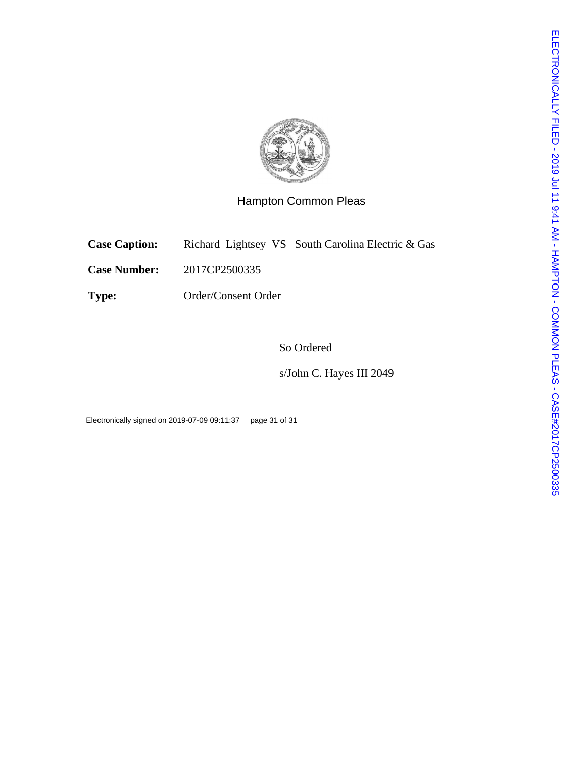Hampton Common Pleas

**Case Caption:** Richard Lightsey VS South Carolina Electric & Gas

**Case Number:** 2017CP2500335

**Type:** Order/Consent Order

So Ordered

s/John C. Hayes III 2049

Electronically signed on 2019-07-09 09:11:37

ELECTRONICALLY FILED - 2019 Jul 11 9:41 AM - HAMPTON - COMMON PLEAS - CASE#2017CP2500335